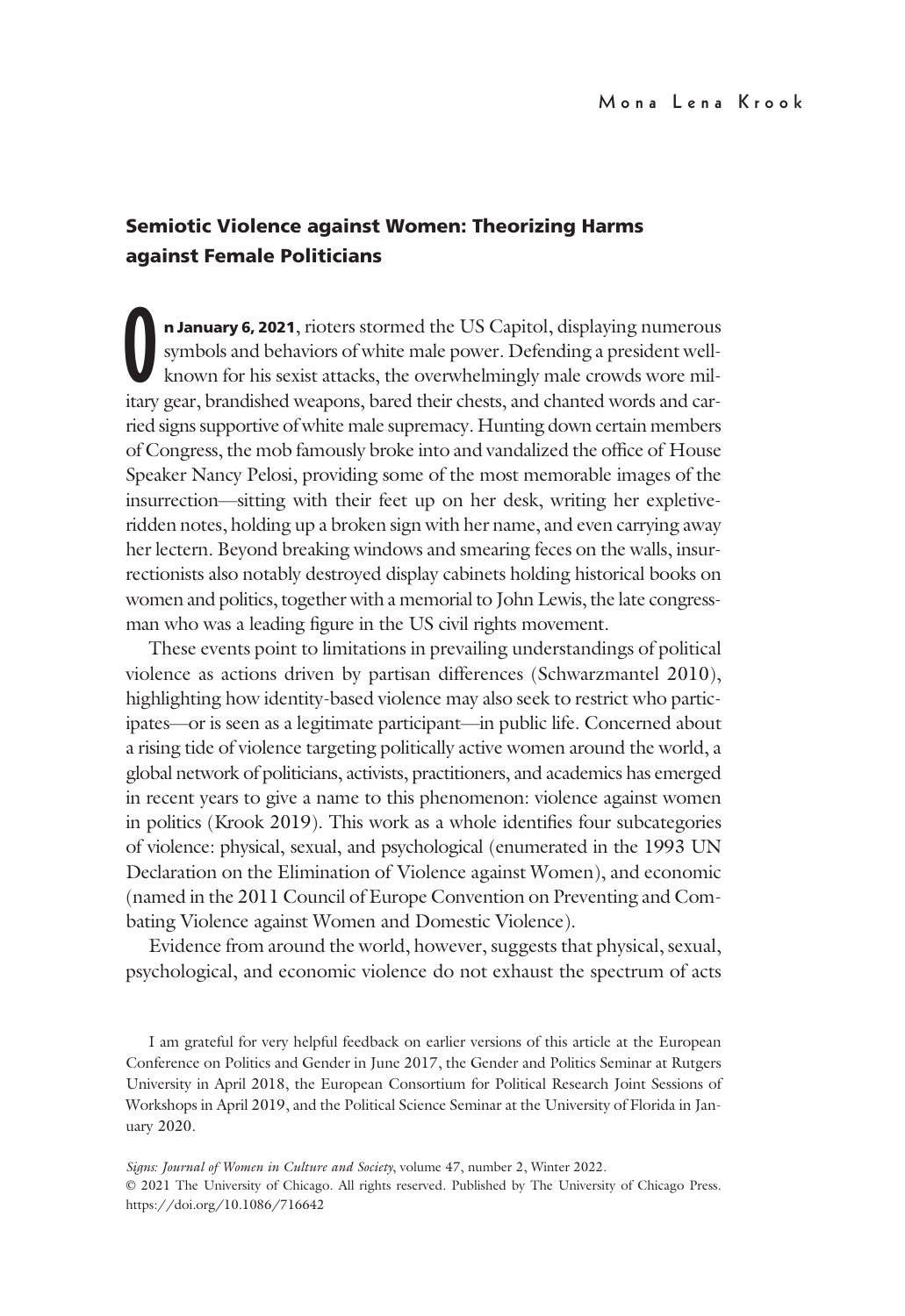Mona Lena Krook

# Semiotic Violence against Women: Theorizing Harms against Female Politicians

**On January 6, 2021**, rioters stormed the US Capitol, displaying numerous symbols and behaviors of white male power. Defending a president well-known for his sexist attacks, the overwhelmingly male crowds wore military gear, brandished weapons, bared their chests, and chanted words and carried signs supportive of white male supremacy. Hunting down certain members of Congress, the mob famously broke into and vandalized the office of House Speaker Nancy Pelosi, providing some of the most memorable images of the insurrection—sitting with their feet up on her desk, writing her expletive-ridden notes, holding up a broken sign with her name, and even carrying away her lectern. Beyond breaking windows and smearing feces on the walls, insurrectionists also notably destroyed display cabinets holding historical books on women and politics, together with a memorial to John Lewis, the late congressman who was a leading figure in the US civil rights movement.

These events point to limitations in prevailing understandings of political violence as actions driven by partisan differences (Schwarzmantel 2010), highlighting how identity-based violence may also seek to restrict who participates—or is seen as a legitimate participant—in public life. Concerned about a rising tide of violence targeting politically active women around the world, a global network of politicians, activists, practitioners, and academics has emerged in recent years to give a name to this phenomenon: violence against women in politics (Krook 2019). This work as a whole identifies four subcategories of violence: physical, sexual, and psychological (enumerated in the 1993 UN Declaration on the Elimination of Violence against Women), and economic (named in the 2011 Council of Europe Convention on Preventing and Combating Violence against Women and Domestic Violence).

Evidence from around the world, however, suggests that physical, sexual, psychological, and economic violence do not exhaust the spectrum of acts

I am grateful for very helpful feedback on earlier versions of this article at the European Conference on Politics and Gender in June 2017, the Gender and Politics Seminar at Rutgers University in April 2018, the European Consortium for Political Research Joint Sessions of Workshops in April 2019, and the Political Science Seminar at the University of Florida in January 2020.

*Signs: Journal of Women in Culture and Society*, volume 47, number 2, Winter 2022.
© 2021 The University of Chicago. All rights reserved. Published by The University of Chicago Press. https://doi.org/10.1086/716642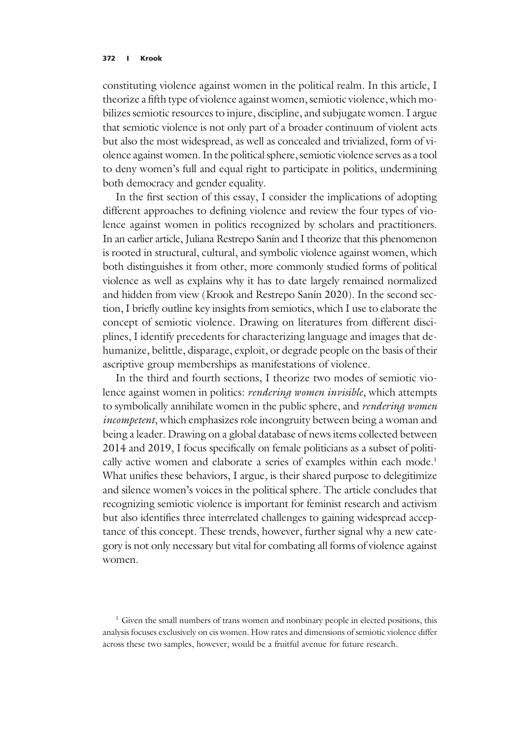constituting violence against women in the political realm. In this article, I theorize a fifth type of violence against women, semiotic violence, which mobilizes semiotic resources to injure, discipline, and subjugate women. I argue that semiotic violence is not only part of a broader continuum of violent acts but also the most widespread, as well as concealed and trivialized, form of violence against women. In the political sphere, semiotic violence serves as a tool to deny women's full and equal right to participate in politics, undermining both democracy and gender equality.

In the first section of this essay, I consider the implications of adopting different approaches to defining violence and review the four types of violence against women in politics recognized by scholars and practitioners. In an earlier article, Juliana Restrepo Sanín and I theorize that this phenomenon is rooted in structural, cultural, and symbolic violence against women, which both distinguishes it from other, more commonly studied forms of political violence as well as explains why it has to date largely remained normalized and hidden from view (Krook and Restrepo Sanín 2020). In the second section, I briefly outline key insights from semiotics, which I use to elaborate the concept of semiotic violence. Drawing on literatures from different disciplines, I identify precedents for characterizing language and images that dehumanize, belittle, disparage, exploit, or degrade people on the basis of their ascriptive group memberships as manifestations of violence.

In the third and fourth sections, I theorize two modes of semiotic violence against women in politics: *rendering women invisible*, which attempts to symbolically annihilate women in the public sphere, and *rendering women incompetent*, which emphasizes role incongruity between being a woman and being a leader. Drawing on a global database of news items collected between 2014 and 2019, I focus specifically on female politicians as a subset of politically active women and elaborate a series of examples within each mode.[1] What unifies these behaviors, I argue, is their shared purpose to delegitimize and silence women's voices in the political sphere. The article concludes that recognizing semiotic violence is important for feminist research and activism but also identifies three interrelated challenges to gaining widespread acceptance of this concept. These trends, however, further signal why a new category is not only necessary but vital for combating all forms of violence against women.

[1] Given the small numbers of trans women and nonbinary people in elected positions, this analysis focuses exclusively on cis women. How rates and dimensions of semiotic violence differ across these two samples, however, would be a fruitful avenue for future research.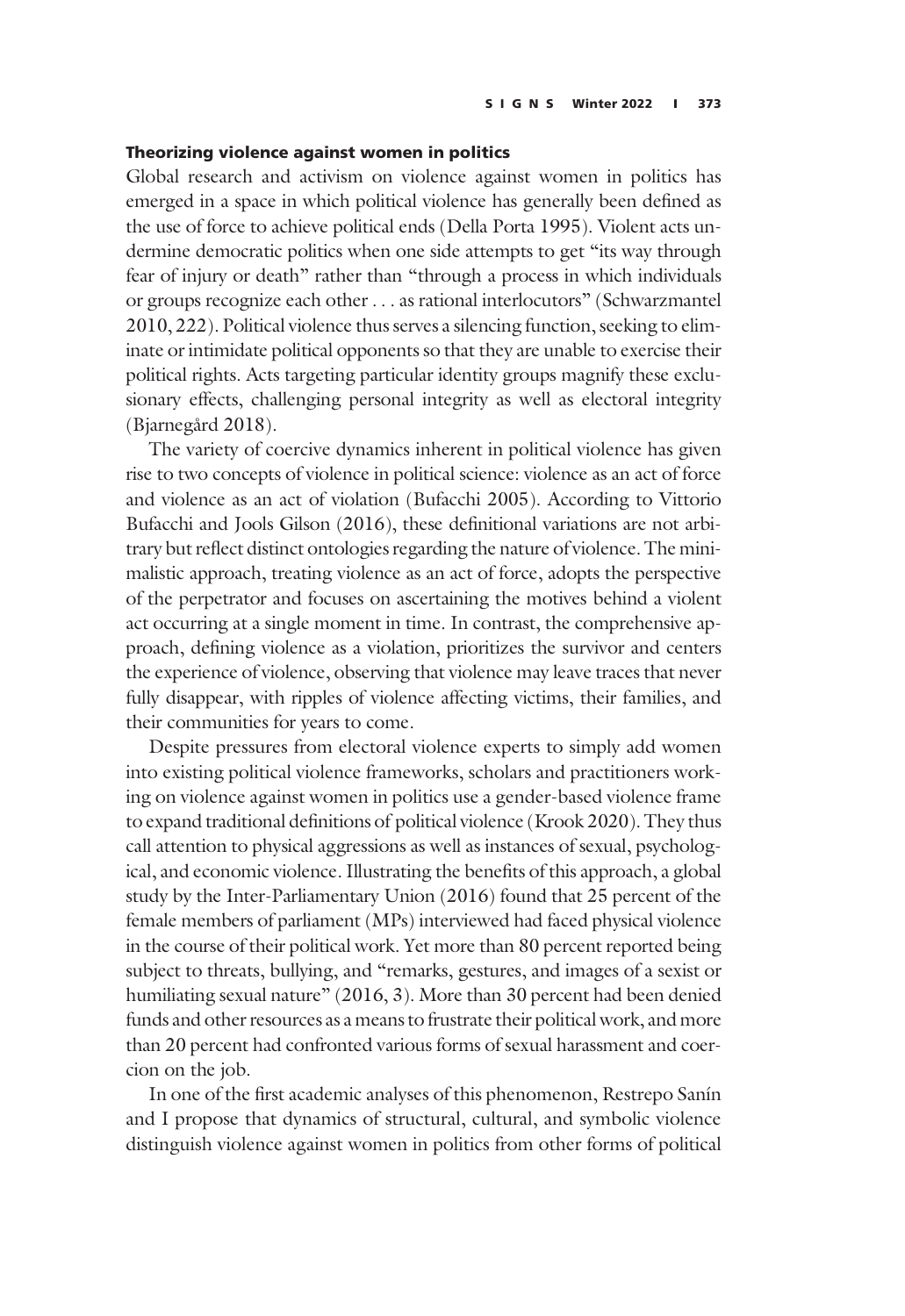### Theorizing violence against women in politics

Global research and activism on violence against women in politics has emerged in a space in which political violence has generally been defined as the use of force to achieve political ends (Della Porta 1995). Violent acts undermine democratic politics when one side attempts to get "its way through fear of injury or death" rather than "through a process in which individuals or groups recognize each other . . . as rational interlocutors" (Schwarzmantel 2010, 222). Political violence thus serves a silencing function, seeking to eliminate or intimidate political opponents so that they are unable to exercise their political rights. Acts targeting particular identity groups magnify these exclusionary effects, challenging personal integrity as well as electoral integrity (Bjarnegård 2018).

The variety of coercive dynamics inherent in political violence has given rise to two concepts of violence in political science: violence as an act of force and violence as an act of violation (Bufacchi 2005). According to Vittorio Bufacchi and Jools Gilson (2016), these definitional variations are not arbitrary but reflect distinct ontologies regarding the nature of violence. The minimalistic approach, treating violence as an act of force, adopts the perspective of the perpetrator and focuses on ascertaining the motives behind a violent act occurring at a single moment in time. In contrast, the comprehensive approach, defining violence as a violation, prioritizes the survivor and centers the experience of violence, observing that violence may leave traces that never fully disappear, with ripples of violence affecting victims, their families, and their communities for years to come.

Despite pressures from electoral violence experts to simply add women into existing political violence frameworks, scholars and practitioners working on violence against women in politics use a gender-based violence frame to expand traditional definitions of political violence (Krook 2020). They thus call attention to physical aggressions as well as instances of sexual, psychological, and economic violence. Illustrating the benefits of this approach, a global study by the Inter-Parliamentary Union (2016) found that 25 percent of the female members of parliament (MPs) interviewed had faced physical violence in the course of their political work. Yet more than 80 percent reported being subject to threats, bullying, and "remarks, gestures, and images of a sexist or humiliating sexual nature" (2016, 3). More than 30 percent had been denied funds and other resources as a means to frustrate their political work, and more than 20 percent had confronted various forms of sexual harassment and coercion on the job.

In one of the first academic analyses of this phenomenon, Restrepo Sanín and I propose that dynamics of structural, cultural, and symbolic violence distinguish violence against women in politics from other forms of political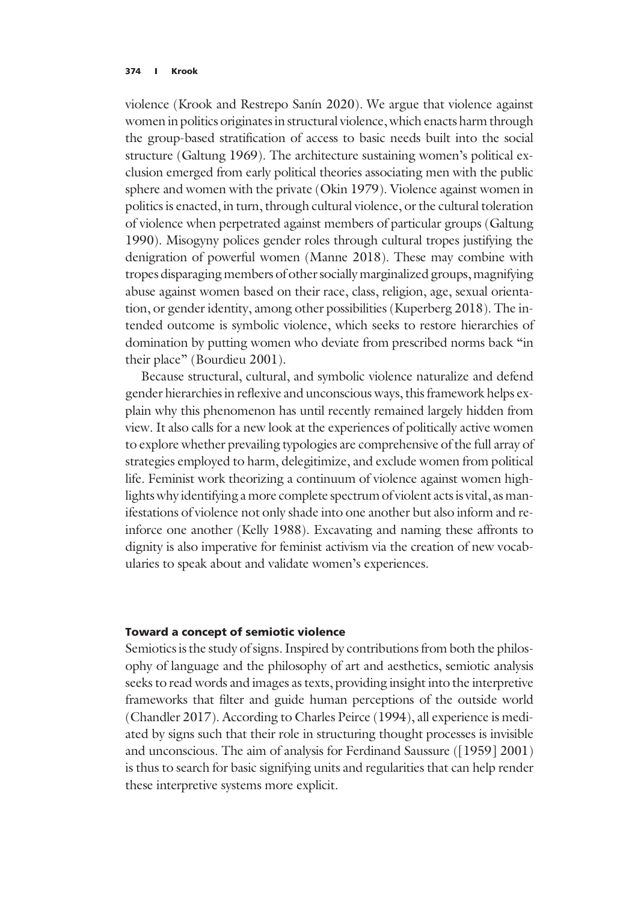violence (Krook and Restrepo Sanín 2020). We argue that violence against women in politics originates in structural violence, which enacts harm through the group-based stratification of access to basic needs built into the social structure (Galtung 1969). The architecture sustaining women's political exclusion emerged from early political theories associating men with the public sphere and women with the private (Okin 1979). Violence against women in politics is enacted, in turn, through cultural violence, or the cultural toleration of violence when perpetrated against members of particular groups (Galtung 1990). Misogyny polices gender roles through cultural tropes justifying the denigration of powerful women (Manne 2018). These may combine with tropes disparaging members of other socially marginalized groups, magnifying abuse against women based on their race, class, religion, age, sexual orientation, or gender identity, among other possibilities (Kuperberg 2018). The intended outcome is symbolic violence, which seeks to restore hierarchies of domination by putting women who deviate from prescribed norms back "in their place" (Bourdieu 2001).

Because structural, cultural, and symbolic violence naturalize and defend gender hierarchies in reflexive and unconscious ways, this framework helps explain why this phenomenon has until recently remained largely hidden from view. It also calls for a new look at the experiences of politically active women to explore whether prevailing typologies are comprehensive of the full array of strategies employed to harm, delegitimize, and exclude women from political life. Feminist work theorizing a continuum of violence against women highlights why identifying a more complete spectrum of violent acts is vital, as manifestations of violence not only shade into one another but also inform and reinforce one another (Kelly 1988). Excavating and naming these affronts to dignity is also imperative for feminist activism via the creation of new vocabularies to speak about and validate women's experiences.

### Toward a concept of semiotic violence

Semiotics is the study of signs. Inspired by contributions from both the philosophy of language and the philosophy of art and aesthetics, semiotic analysis seeks to read words and images as texts, providing insight into the interpretive frameworks that filter and guide human perceptions of the outside world (Chandler 2017). According to Charles Peirce (1994), all experience is mediated by signs such that their role in structuring thought processes is invisible and unconscious. The aim of analysis for Ferdinand Saussure ([1959] 2001) is thus to search for basic signifying units and regularities that can help render these interpretive systems more explicit.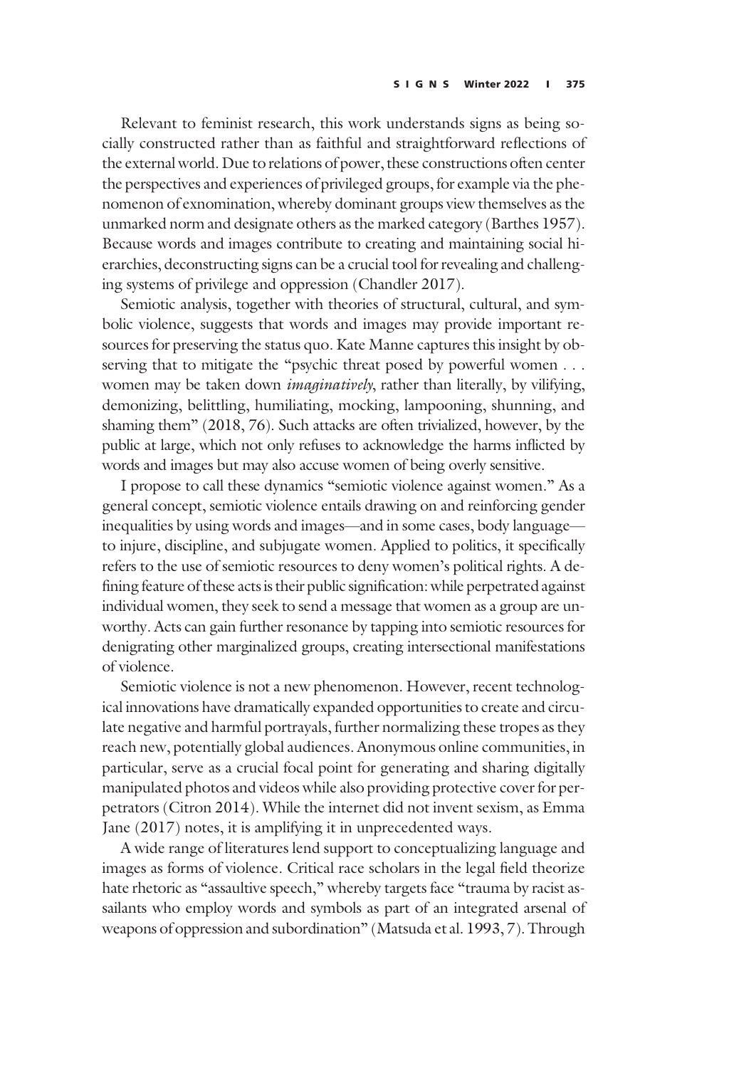Relevant to feminist research, this work understands signs as being socially constructed rather than as faithful and straightforward reflections of the external world. Due to relations of power, these constructions often center the perspectives and experiences of privileged groups, for example via the phenomenon of exnomination, whereby dominant groups view themselves as the unmarked norm and designate others as the marked category (Barthes 1957). Because words and images contribute to creating and maintaining social hierarchies, deconstructing signs can be a crucial tool for revealing and challenging systems of privilege and oppression (Chandler 2017).

Semiotic analysis, together with theories of structural, cultural, and symbolic violence, suggests that words and images may provide important resources for preserving the status quo. Kate Manne captures this insight by observing that to mitigate the "psychic threat posed by powerful women . . . women may be taken down *imaginatively*, rather than literally, by vilifying, demonizing, belittling, humiliating, mocking, lampooning, shunning, and shaming them" (2018, 76). Such attacks are often trivialized, however, by the public at large, which not only refuses to acknowledge the harms inflicted by words and images but may also accuse women of being overly sensitive.

I propose to call these dynamics "semiotic violence against women." As a general concept, semiotic violence entails drawing on and reinforcing gender inequalities by using words and images—and in some cases, body language—to injure, discipline, and subjugate women. Applied to politics, it specifically refers to the use of semiotic resources to deny women's political rights. A defining feature of these acts is their public signification: while perpetrated against individual women, they seek to send a message that women as a group are unworthy. Acts can gain further resonance by tapping into semiotic resources for denigrating other marginalized groups, creating intersectional manifestations of violence.

Semiotic violence is not a new phenomenon. However, recent technological innovations have dramatically expanded opportunities to create and circulate negative and harmful portrayals, further normalizing these tropes as they reach new, potentially global audiences. Anonymous online communities, in particular, serve as a crucial focal point for generating and sharing digitally manipulated photos and videos while also providing protective cover for perpetrators (Citron 2014). While the internet did not invent sexism, as Emma Jane (2017) notes, it is amplifying it in unprecedented ways.

A wide range of literatures lend support to conceptualizing language and images as forms of violence. Critical race scholars in the legal field theorize hate rhetoric as "assaultive speech," whereby targets face "trauma by racist assailants who employ words and symbols as part of an integrated arsenal of weapons of oppression and subordination" (Matsuda et al. 1993, 7). Through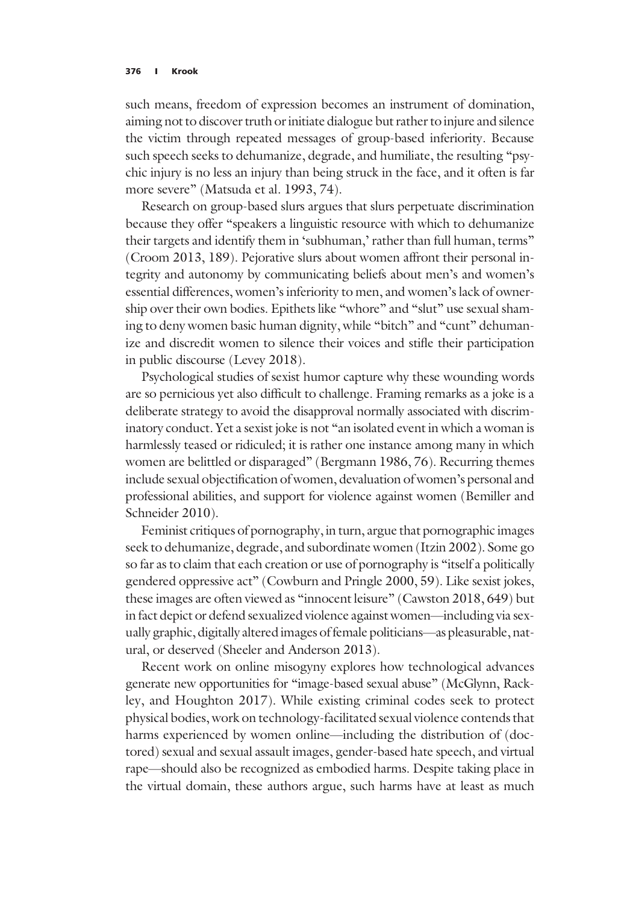such means, freedom of expression becomes an instrument of domination, aiming not to discover truth or initiate dialogue but rather to injure and silence the victim through repeated messages of group-based inferiority. Because such speech seeks to dehumanize, degrade, and humiliate, the resulting "psychic injury is no less an injury than being struck in the face, and it often is far more severe" (Matsuda et al. 1993, 74).

Research on group-based slurs argues that slurs perpetuate discrimination because they offer "speakers a linguistic resource with which to dehumanize their targets and identify them in 'subhuman,' rather than full human, terms" (Croom 2013, 189). Pejorative slurs about women affront their personal integrity and autonomy by communicating beliefs about men's and women's essential differences, women's inferiority to men, and women's lack of ownership over their own bodies. Epithets like "whore" and "slut" use sexual shaming to deny women basic human dignity, while "bitch" and "cunt" dehumanize and discredit women to silence their voices and stifle their participation in public discourse (Levey 2018).

Psychological studies of sexist humor capture why these wounding words are so pernicious yet also difficult to challenge. Framing remarks as a joke is a deliberate strategy to avoid the disapproval normally associated with discriminatory conduct. Yet a sexist joke is not "an isolated event in which a woman is harmlessly teased or ridiculed; it is rather one instance among many in which women are belittled or disparaged" (Bergmann 1986, 76). Recurring themes include sexual objectification of women, devaluation of women's personal and professional abilities, and support for violence against women (Bemiller and Schneider 2010).

Feminist critiques of pornography, in turn, argue that pornographic images seek to dehumanize, degrade, and subordinate women (Itzin 2002). Some go so far as to claim that each creation or use of pornography is "itself a politically gendered oppressive act" (Cowburn and Pringle 2000, 59). Like sexist jokes, these images are often viewed as "innocent leisure" (Cawston 2018, 649) but in fact depict or defend sexualized violence against women—including via sexually graphic, digitally altered images of female politicians—as pleasurable, natural, or deserved (Sheeler and Anderson 2013).

Recent work on online misogyny explores how technological advances generate new opportunities for "image-based sexual abuse" (McGlynn, Rackley, and Houghton 2017). While existing criminal codes seek to protect physical bodies, work on technology-facilitated sexual violence contends that harms experienced by women online—including the distribution of (doctored) sexual and sexual assault images, gender-based hate speech, and virtual rape—should also be recognized as embodied harms. Despite taking place in the virtual domain, these authors argue, such harms have at least as much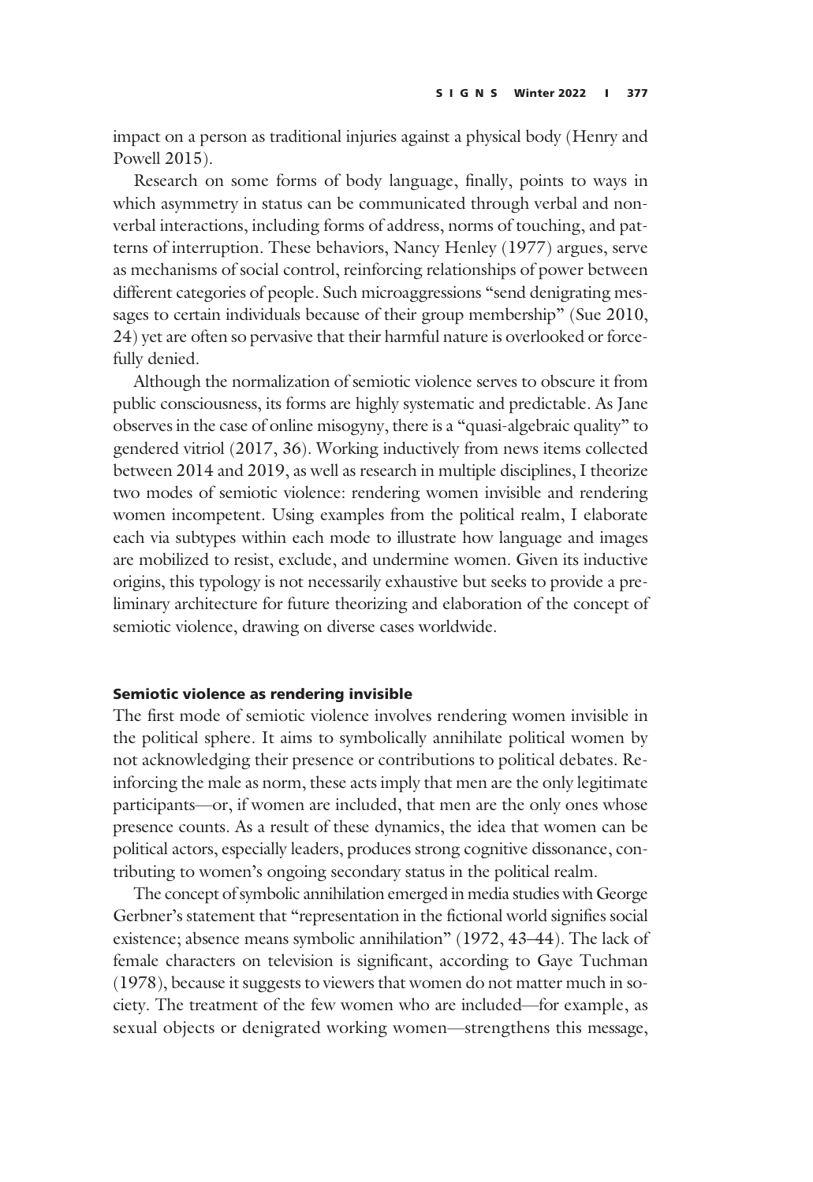impact on a person as traditional injuries against a physical body (Henry and Powell 2015).

Research on some forms of body language, finally, points to ways in which asymmetry in status can be communicated through verbal and nonverbal interactions, including forms of address, norms of touching, and patterns of interruption. These behaviors, Nancy Henley (1977) argues, serve as mechanisms of social control, reinforcing relationships of power between different categories of people. Such microaggressions "send denigrating messages to certain individuals because of their group membership" (Sue 2010, 24) yet are often so pervasive that their harmful nature is overlooked or forcefully denied.

Although the normalization of semiotic violence serves to obscure it from public consciousness, its forms are highly systematic and predictable. As Jane observes in the case of online misogyny, there is a "quasi-algebraic quality" to gendered vitriol (2017, 36). Working inductively from news items collected between 2014 and 2019, as well as research in multiple disciplines, I theorize two modes of semiotic violence: rendering women invisible and rendering women incompetent. Using examples from the political realm, I elaborate each via subtypes within each mode to illustrate how language and images are mobilized to resist, exclude, and undermine women. Given its inductive origins, this typology is not necessarily exhaustive but seeks to provide a preliminary architecture for future theorizing and elaboration of the concept of semiotic violence, drawing on diverse cases worldwide.

### Semiotic violence as rendering invisible

The first mode of semiotic violence involves rendering women invisible in the political sphere. It aims to symbolically annihilate political women by not acknowledging their presence or contributions to political debates. Reinforcing the male as norm, these acts imply that men are the only legitimate participants—or, if women are included, that men are the only ones whose presence counts. As a result of these dynamics, the idea that women can be political actors, especially leaders, produces strong cognitive dissonance, contributing to women's ongoing secondary status in the political realm.

The concept of symbolic annihilation emerged in media studies with George Gerbner's statement that "representation in the fictional world signifies social existence; absence means symbolic annihilation" (1972, 43–44). The lack of female characters on television is significant, according to Gaye Tuchman (1978), because it suggests to viewers that women do not matter much in society. The treatment of the few women who are included—for example, as sexual objects or denigrated working women—strengthens this message,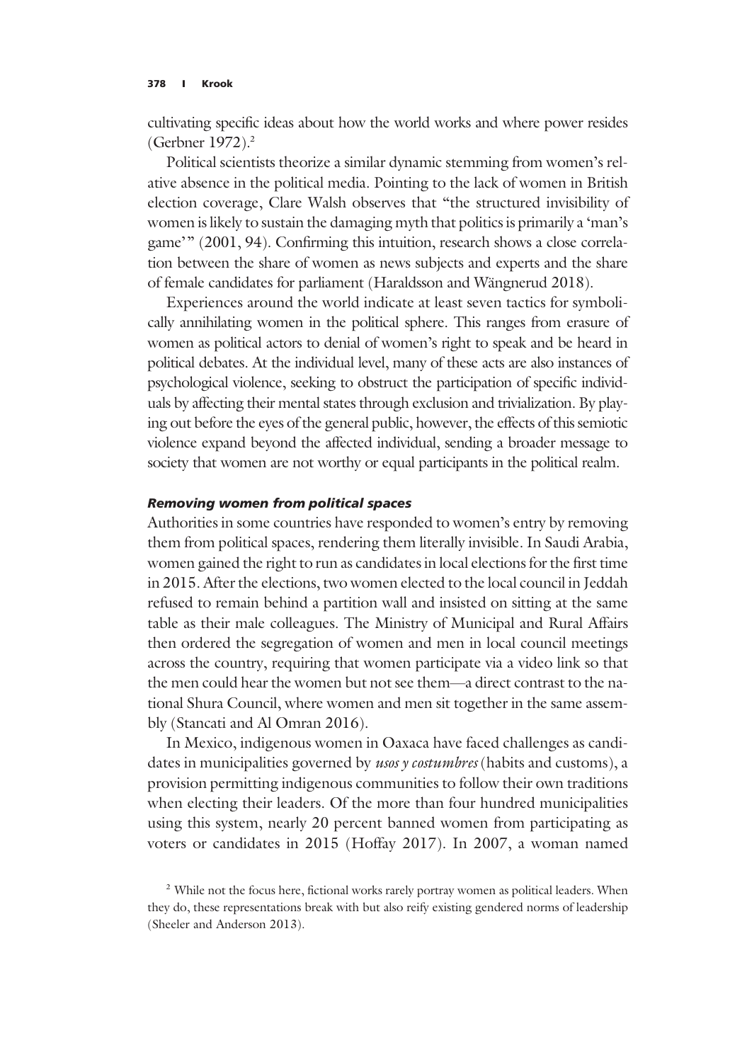cultivating specific ideas about how the world works and where power resides (Gerbner 1972).[2]

Political scientists theorize a similar dynamic stemming from women's relative absence in the political media. Pointing to the lack of women in British election coverage, Clare Walsh observes that "the structured invisibility of women is likely to sustain the damaging myth that politics is primarily a 'man's game'" (2001, 94). Confirming this intuition, research shows a close correlation between the share of women as news subjects and experts and the share of female candidates for parliament (Haraldsson and Wängnerud 2018).

Experiences around the world indicate at least seven tactics for symbolically annihilating women in the political sphere. This ranges from erasure of women as political actors to denial of women's right to speak and be heard in political debates. At the individual level, many of these acts are also instances of psychological violence, seeking to obstruct the participation of specific individuals by affecting their mental states through exclusion and trivialization. By playing out before the eyes of the general public, however, the effects of this semiotic violence expand beyond the affected individual, sending a broader message to society that women are not worthy or equal participants in the political realm.

#### *Removing women from political spaces*

Authorities in some countries have responded to women's entry by removing them from political spaces, rendering them literally invisible. In Saudi Arabia, women gained the right to run as candidates in local elections for the first time in 2015. After the elections, two women elected to the local council in Jeddah refused to remain behind a partition wall and insisted on sitting at the same table as their male colleagues. The Ministry of Municipal and Rural Affairs then ordered the segregation of women and men in local council meetings across the country, requiring that women participate via a video link so that the men could hear the women but not see them—a direct contrast to the national Shura Council, where women and men sit together in the same assembly (Stancati and Al Omran 2016).

In Mexico, indigenous women in Oaxaca have faced challenges as candidates in municipalities governed by *usos y costumbres* (habits and customs), a provision permitting indigenous communities to follow their own traditions when electing their leaders. Of the more than four hundred municipalities using this system, nearly 20 percent banned women from participating as voters or candidates in 2015 (Hoffay 2017). In 2007, a woman named

[2] While not the focus here, fictional works rarely portray women as political leaders. When they do, these representations break with but also reify existing gendered norms of leadership (Sheeler and Anderson 2013).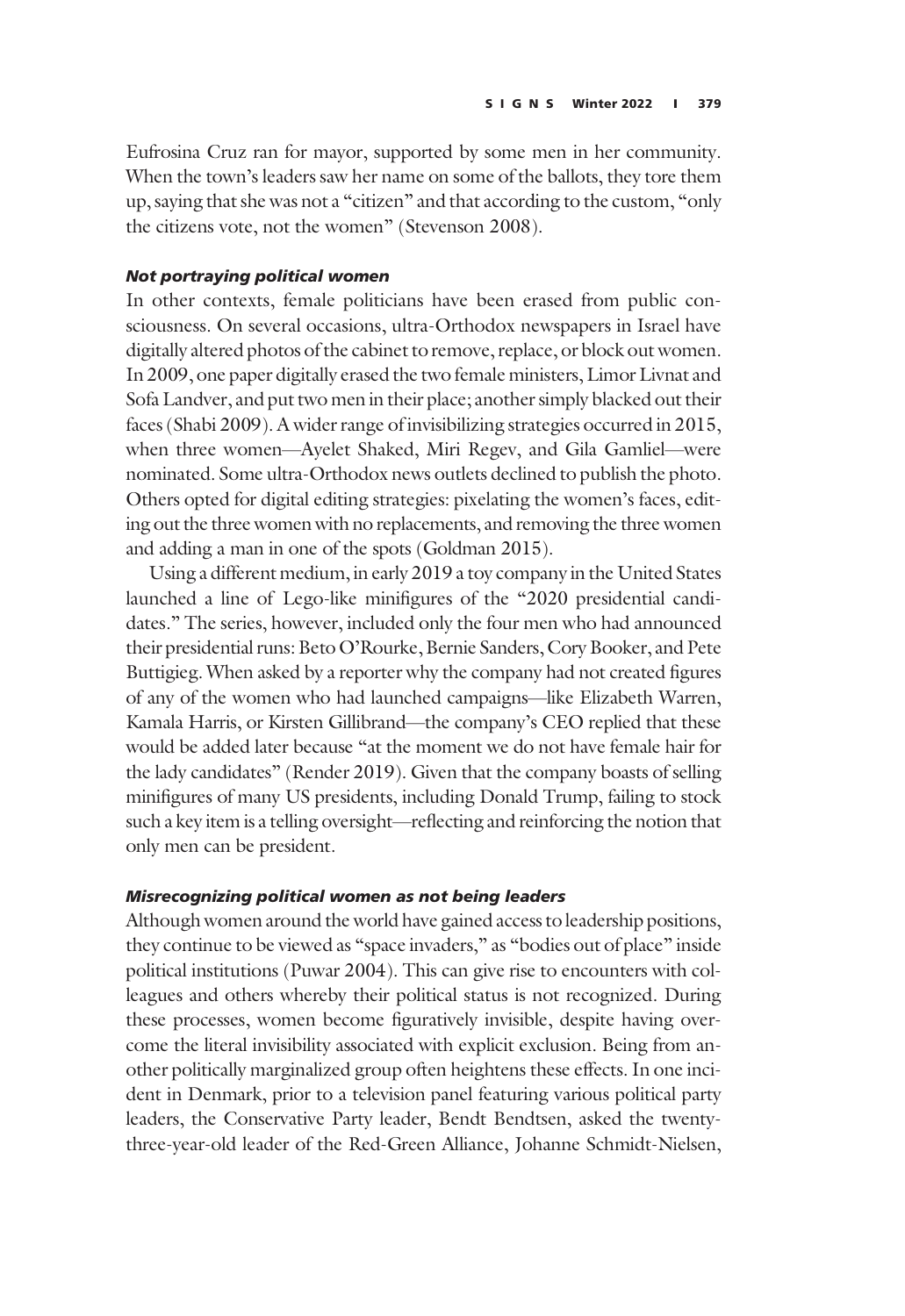Eufrosina Cruz ran for mayor, supported by some men in her community. When the town's leaders saw her name on some of the ballots, they tore them up, saying that she was not a "citizen" and that according to the custom, "only the citizens vote, not the women" (Stevenson 2008).

### *Not portraying political women*

In other contexts, female politicians have been erased from public consciousness. On several occasions, ultra-Orthodox newspapers in Israel have digitally altered photos of the cabinet to remove, replace, or block out women. In 2009, one paper digitally erased the two female ministers, Limor Livnat and Sofa Landver, and put two men in their place; another simply blacked out their faces (Shabi 2009). A wider range of invisibilizing strategies occurred in 2015, when three women—Ayelet Shaked, Miri Regev, and Gila Gamliel—were nominated. Some ultra-Orthodox news outlets declined to publish the photo. Others opted for digital editing strategies: pixelating the women's faces, editing out the three women with no replacements, and removing the three women and adding a man in one of the spots (Goldman 2015).

Using a different medium, in early 2019 a toy company in the United States launched a line of Lego-like minifigures of the "2020 presidential candidates." The series, however, included only the four men who had announced their presidential runs: Beto O'Rourke, Bernie Sanders, Cory Booker, and Pete Buttigieg. When asked by a reporter why the company had not created figures of any of the women who had launched campaigns—like Elizabeth Warren, Kamala Harris, or Kirsten Gillibrand—the company's CEO replied that these would be added later because "at the moment we do not have female hair for the lady candidates" (Render 2019). Given that the company boasts of selling minifigures of many US presidents, including Donald Trump, failing to stock such a key item is a telling oversight—reflecting and reinforcing the notion that only men can be president.

### *Misrecognizing political women as not being leaders*

Although women around the world have gained access to leadership positions, they continue to be viewed as "space invaders," as "bodies out of place" inside political institutions (Puwar 2004). This can give rise to encounters with colleagues and others whereby their political status is not recognized. During these processes, women become figuratively invisible, despite having overcome the literal invisibility associated with explicit exclusion. Being from another politically marginalized group often heightens these effects. In one incident in Denmark, prior to a television panel featuring various political party leaders, the Conservative Party leader, Bendt Bendtsen, asked the twenty-three-year-old leader of the Red-Green Alliance, Johanne Schmidt-Nielsen,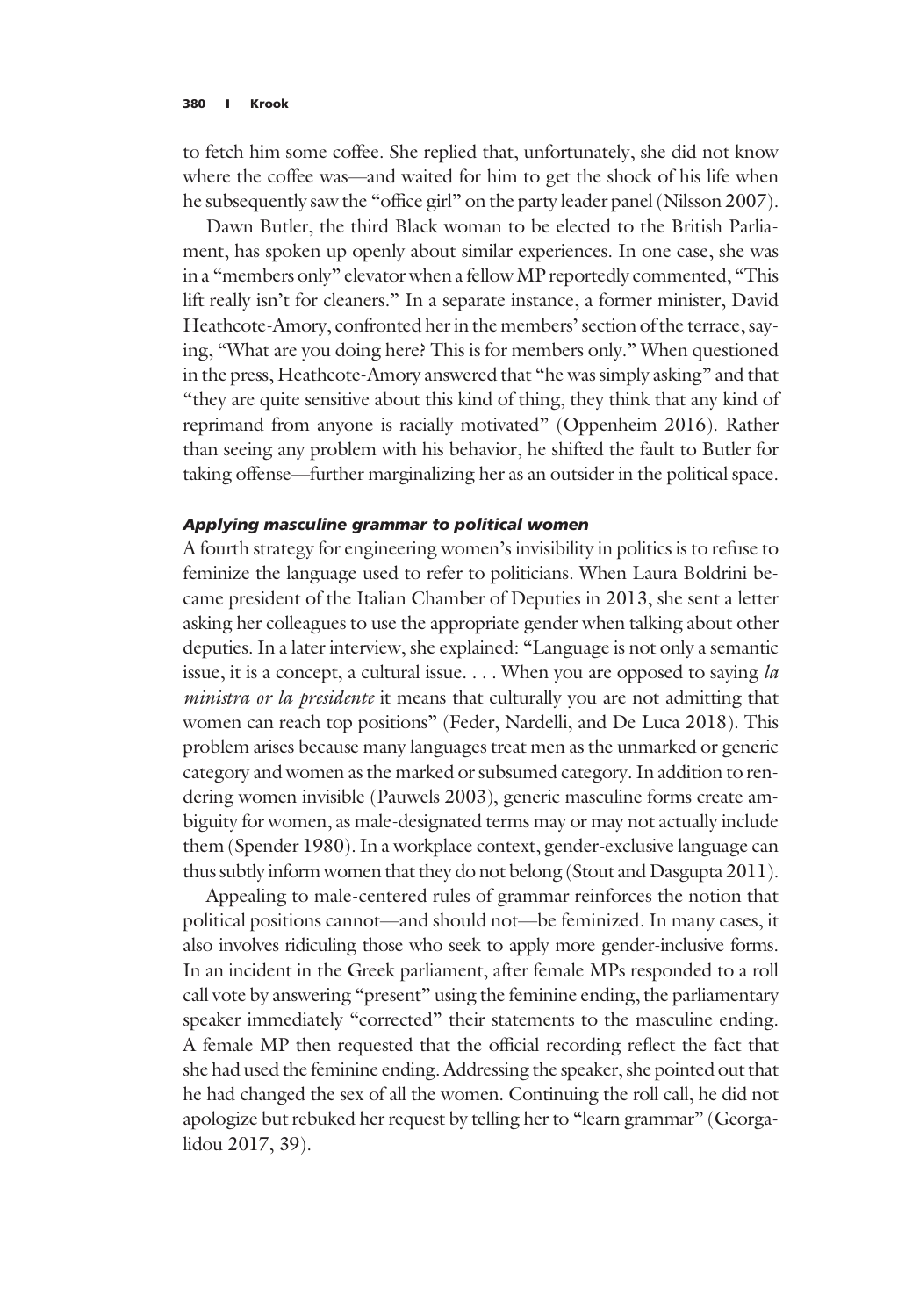to fetch him some coffee. She replied that, unfortunately, she did not know where the coffee was—and waited for him to get the shock of his life when he subsequently saw the "office girl" on the party leader panel (Nilsson 2007).

Dawn Butler, the third Black woman to be elected to the British Parliament, has spoken up openly about similar experiences. In one case, she was in a "members only" elevator when a fellow MP reportedly commented, "This lift really isn't for cleaners." In a separate instance, a former minister, David Heathcote-Amory, confronted her in the members' section of the terrace, saying, "What are you doing here? This is for members only." When questioned in the press, Heathcote-Amory answered that "he was simply asking" and that "they are quite sensitive about this kind of thing, they think that any kind of reprimand from anyone is racially motivated" (Oppenheim 2016). Rather than seeing any problem with his behavior, he shifted the fault to Butler for taking offense—further marginalizing her as an outsider in the political space.

#### *Applying masculine grammar to political women*

A fourth strategy for engineering women's invisibility in politics is to refuse to feminize the language used to refer to politicians. When Laura Boldrini became president of the Italian Chamber of Deputies in 2013, she sent a letter asking her colleagues to use the appropriate gender when talking about other deputies. In a later interview, she explained: "Language is not only a semantic issue, it is a concept, a cultural issue. . . . When you are opposed to saying *la ministra or la presidente* it means that culturally you are not admitting that women can reach top positions" (Feder, Nardelli, and De Luca 2018). This problem arises because many languages treat men as the unmarked or generic category and women as the marked or subsumed category. In addition to rendering women invisible (Pauwels 2003), generic masculine forms create ambiguity for women, as male-designated terms may or may not actually include them (Spender 1980). In a workplace context, gender-exclusive language can thus subtly inform women that they do not belong (Stout and Dasgupta 2011).

Appealing to male-centered rules of grammar reinforces the notion that political positions cannot—and should not—be feminized. In many cases, it also involves ridiculing those who seek to apply more gender-inclusive forms. In an incident in the Greek parliament, after female MPs responded to a roll call vote by answering "present" using the feminine ending, the parliamentary speaker immediately "corrected" their statements to the masculine ending. A female MP then requested that the official recording reflect the fact that she had used the feminine ending. Addressing the speaker, she pointed out that he had changed the sex of all the women. Continuing the roll call, he did not apologize but rebuked her request by telling her to "learn grammar" (Georgalidou 2017, 39).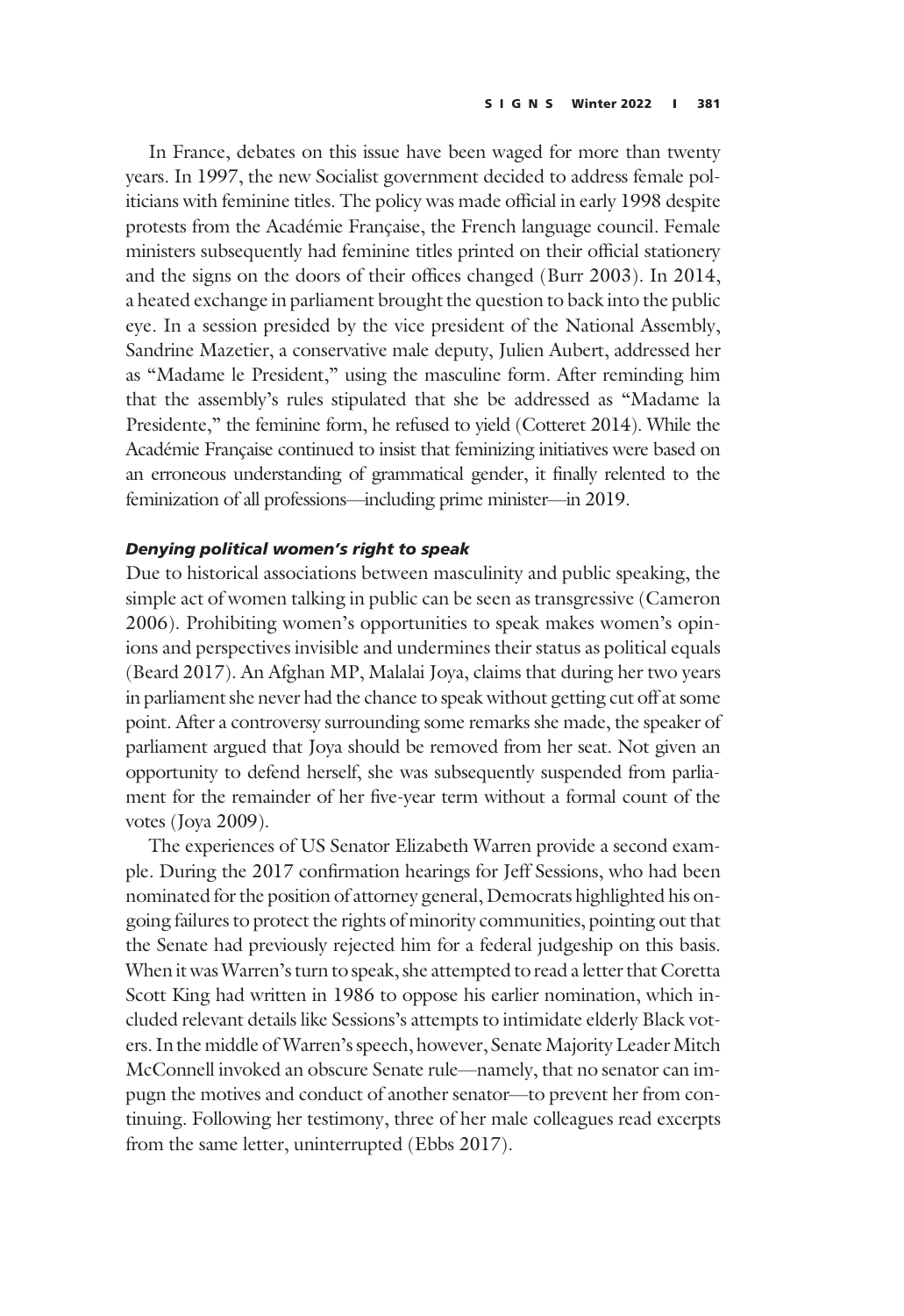In France, debates on this issue have been waged for more than twenty years. In 1997, the new Socialist government decided to address female politicians with feminine titles. The policy was made official in early 1998 despite protests from the Académie Française, the French language council. Female ministers subsequently had feminine titles printed on their official stationery and the signs on the doors of their offices changed (Burr 2003). In 2014, a heated exchange in parliament brought the question to back into the public eye. In a session presided by the vice president of the National Assembly, Sandrine Mazetier, a conservative male deputy, Julien Aubert, addressed her as "Madame le President," using the masculine form. After reminding him that the assembly's rules stipulated that she be addressed as "Madame la Presidente," the feminine form, he refused to yield (Cotteret 2014). While the Académie Française continued to insist that feminizing initiatives were based on an erroneous understanding of grammatical gender, it finally relented to the feminization of all professions—including prime minister—in 2019.

### *Denying political women's right to speak*

Due to historical associations between masculinity and public speaking, the simple act of women talking in public can be seen as transgressive (Cameron 2006). Prohibiting women's opportunities to speak makes women's opinions and perspectives invisible and undermines their status as political equals (Beard 2017). An Afghan MP, Malalai Joya, claims that during her two years in parliament she never had the chance to speak without getting cut off at some point. After a controversy surrounding some remarks she made, the speaker of parliament argued that Joya should be removed from her seat. Not given an opportunity to defend herself, she was subsequently suspended from parliament for the remainder of her five-year term without a formal count of the votes (Joya 2009).

The experiences of US Senator Elizabeth Warren provide a second example. During the 2017 confirmation hearings for Jeff Sessions, who had been nominated for the position of attorney general, Democrats highlighted his ongoing failures to protect the rights of minority communities, pointing out that the Senate had previously rejected him for a federal judgeship on this basis. When it was Warren's turn to speak, she attempted to read a letter that Coretta Scott King had written in 1986 to oppose his earlier nomination, which included relevant details like Sessions's attempts to intimidate elderly Black voters. In the middle of Warren's speech, however, Senate Majority Leader Mitch McConnell invoked an obscure Senate rule—namely, that no senator can impugn the motives and conduct of another senator—to prevent her from continuing. Following her testimony, three of her male colleagues read excerpts from the same letter, uninterrupted (Ebbs 2017).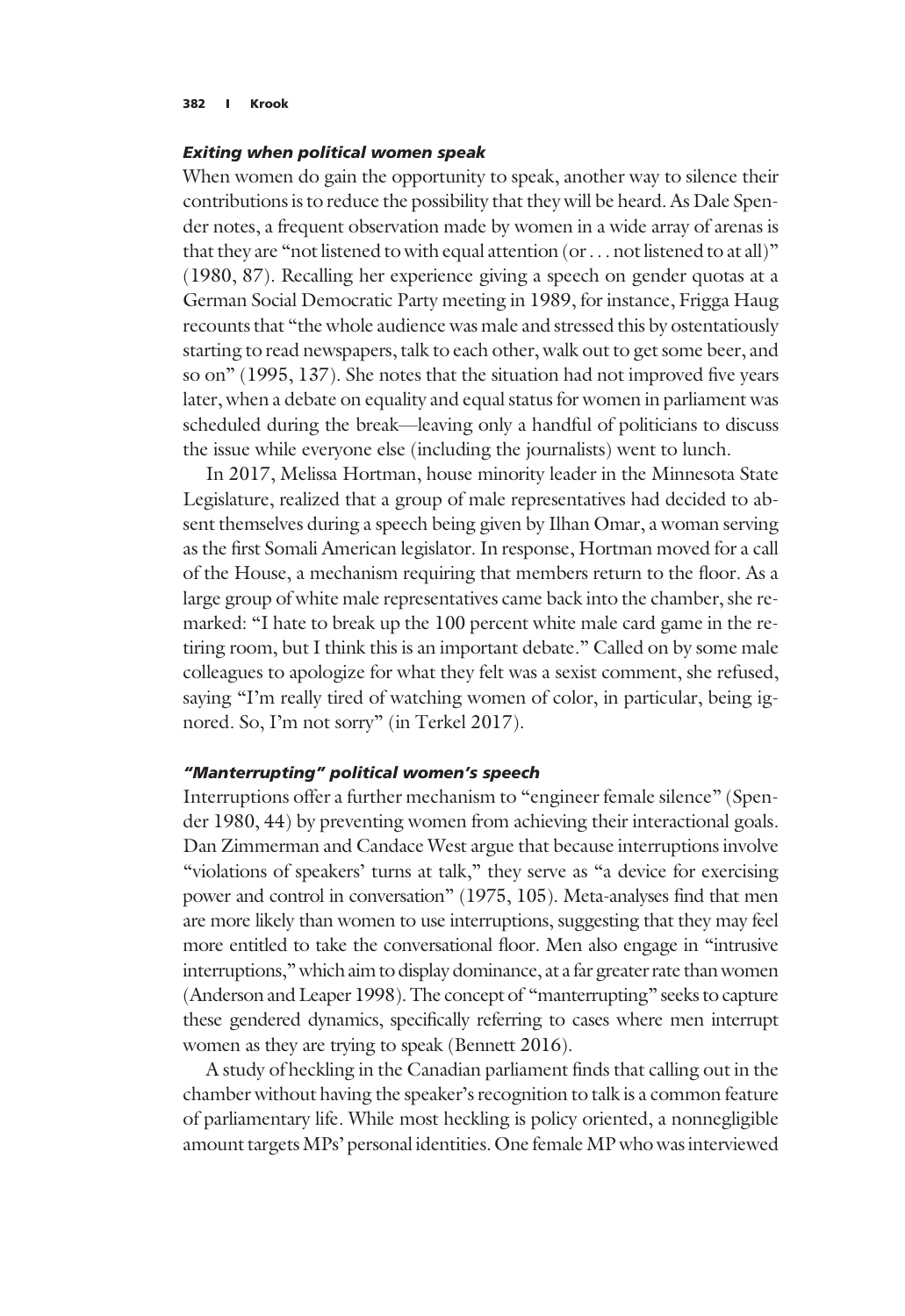### *Exiting when political women speak*

When women do gain the opportunity to speak, another way to silence their contributions is to reduce the possibility that they will be heard. As Dale Spender notes, a frequent observation made by women in a wide array of arenas is that they are "not listened to with equal attention (or . . . not listened to at all)" (1980, 87). Recalling her experience giving a speech on gender quotas at a German Social Democratic Party meeting in 1989, for instance, Frigga Haug recounts that "the whole audience was male and stressed this by ostentatiously starting to read newspapers, talk to each other, walk out to get some beer, and so on" (1995, 137). She notes that the situation had not improved five years later, when a debate on equality and equal status for women in parliament was scheduled during the break—leaving only a handful of politicians to discuss the issue while everyone else (including the journalists) went to lunch.

In 2017, Melissa Hortman, house minority leader in the Minnesota State Legislature, realized that a group of male representatives had decided to absent themselves during a speech being given by Ilhan Omar, a woman serving as the first Somali American legislator. In response, Hortman moved for a call of the House, a mechanism requiring that members return to the floor. As a large group of white male representatives came back into the chamber, she remarked: "I hate to break up the 100 percent white male card game in the retiring room, but I think this is an important debate." Called on by some male colleagues to apologize for what they felt was a sexist comment, she refused, saying "I'm really tired of watching women of color, in particular, being ignored. So, I'm not sorry" (in Terkel 2017).

### *"Manterrupting" political women's speech*

Interruptions offer a further mechanism to "engineer female silence" (Spender 1980, 44) by preventing women from achieving their interactional goals. Dan Zimmerman and Candace West argue that because interruptions involve "violations of speakers' turns at talk," they serve as "a device for exercising power and control in conversation" (1975, 105). Meta-analyses find that men are more likely than women to use interruptions, suggesting that they may feel more entitled to take the conversational floor. Men also engage in "intrusive interruptions," which aim to display dominance, at a far greater rate than women (Anderson and Leaper 1998). The concept of "manterrupting" seeks to capture these gendered dynamics, specifically referring to cases where men interrupt women as they are trying to speak (Bennett 2016).

A study of heckling in the Canadian parliament finds that calling out in the chamber without having the speaker's recognition to talk is a common feature of parliamentary life. While most heckling is policy oriented, a nonnegligible amount targets MPs' personal identities. One female MP who was interviewed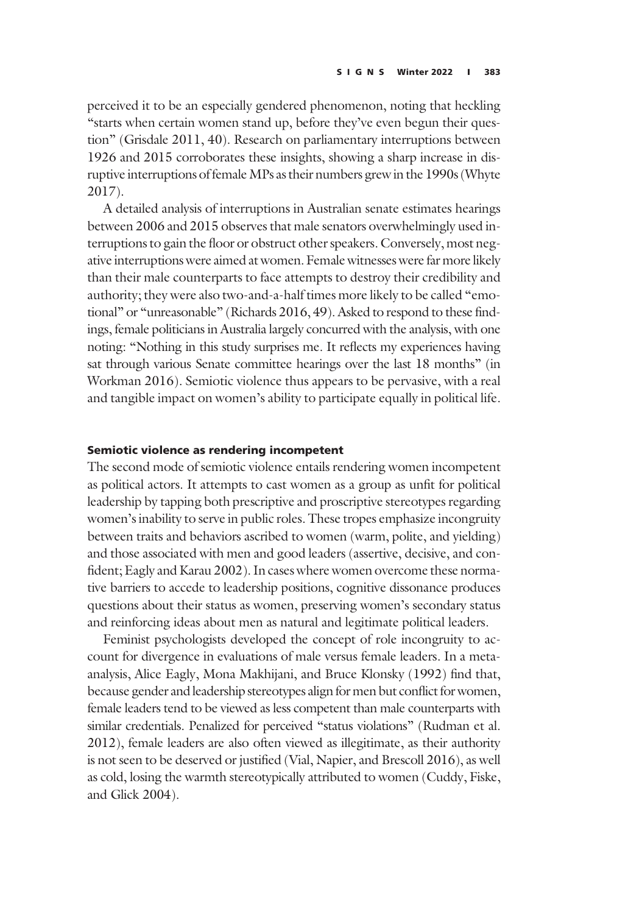perceived it to be an especially gendered phenomenon, noting that heckling "starts when certain women stand up, before they've even begun their question" (Grisdale 2011, 40). Research on parliamentary interruptions between 1926 and 2015 corroborates these insights, showing a sharp increase in disruptive interruptions of female MPs as their numbers grew in the 1990s (Whyte 2017).

A detailed analysis of interruptions in Australian senate estimates hearings between 2006 and 2015 observes that male senators overwhelmingly used interruptions to gain the floor or obstruct other speakers. Conversely, most negative interruptions were aimed at women. Female witnesses were far more likely than their male counterparts to face attempts to destroy their credibility and authority; they were also two-and-a-half times more likely to be called "emotional" or "unreasonable" (Richards 2016, 49). Asked to respond to these findings, female politicians in Australia largely concurred with the analysis, with one noting: "Nothing in this study surprises me. It reflects my experiences having sat through various Senate committee hearings over the last 18 months" (in Workman 2016). Semiotic violence thus appears to be pervasive, with a real and tangible impact on women's ability to participate equally in political life.

### Semiotic violence as rendering incompetent

The second mode of semiotic violence entails rendering women incompetent as political actors. It attempts to cast women as a group as unfit for political leadership by tapping both prescriptive and proscriptive stereotypes regarding women's inability to serve in public roles. These tropes emphasize incongruity between traits and behaviors ascribed to women (warm, polite, and yielding) and those associated with men and good leaders (assertive, decisive, and confident; Eagly and Karau 2002). In cases where women overcome these normative barriers to accede to leadership positions, cognitive dissonance produces questions about their status as women, preserving women's secondary status and reinforcing ideas about men as natural and legitimate political leaders.

Feminist psychologists developed the concept of role incongruity to account for divergence in evaluations of male versus female leaders. In a meta-analysis, Alice Eagly, Mona Makhijani, and Bruce Klonsky (1992) find that, because gender and leadership stereotypes align for men but conflict for women, female leaders tend to be viewed as less competent than male counterparts with similar credentials. Penalized for perceived "status violations" (Rudman et al. 2012), female leaders are also often viewed as illegitimate, as their authority is not seen to be deserved or justified (Vial, Napier, and Brescoll 2016), as well as cold, losing the warmth stereotypically attributed to women (Cuddy, Fiske, and Glick 2004).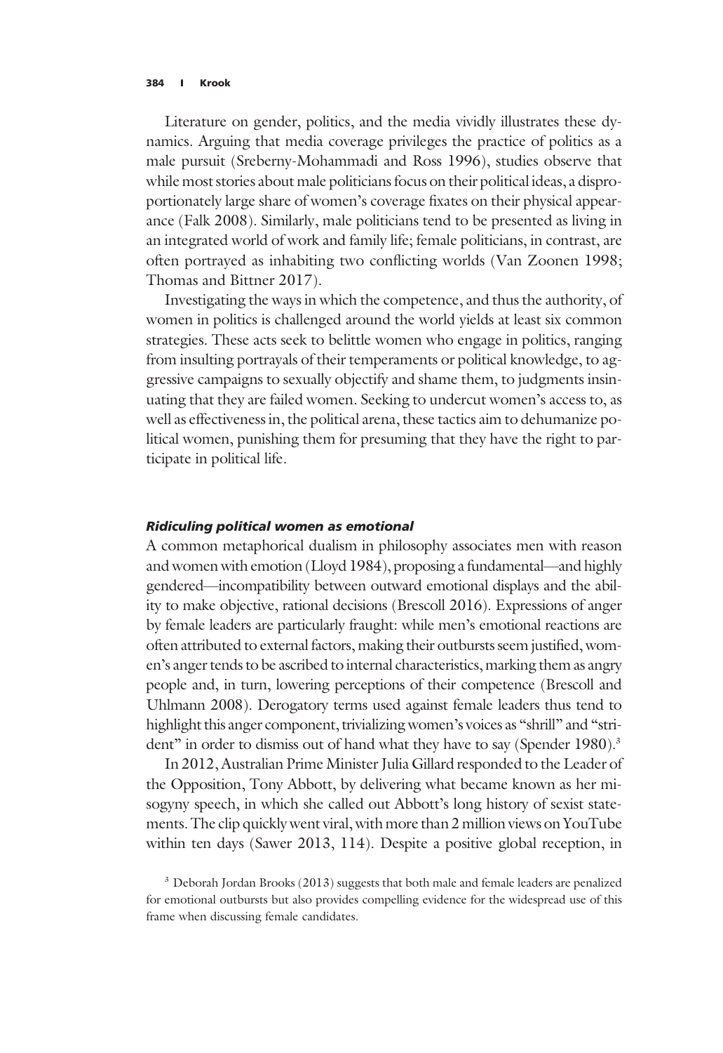Literature on gender, politics, and the media vividly illustrates these dynamics. Arguing that media coverage privileges the practice of politics as a male pursuit (Sreberny-Mohammadi and Ross 1996), studies observe that while most stories about male politicians focus on their political ideas, a disproportionately large share of women's coverage fixates on their physical appearance (Falk 2008). Similarly, male politicians tend to be presented as living in an integrated world of work and family life; female politicians, in contrast, are often portrayed as inhabiting two conflicting worlds (Van Zoonen 1998; Thomas and Bittner 2017).

Investigating the ways in which the competence, and thus the authority, of women in politics is challenged around the world yields at least six common strategies. These acts seek to belittle women who engage in politics, ranging from insulting portrayals of their temperaments or political knowledge, to aggressive campaigns to sexually objectify and shame them, to judgments insinuating that they are failed women. Seeking to undercut women's access to, as well as effectiveness in, the political arena, these tactics aim to dehumanize political women, punishing them for presuming that they have the right to participate in political life.

### *Ridiculing political women as emotional*

A common metaphorical dualism in philosophy associates men with reason and women with emotion (Lloyd 1984), proposing a fundamental—and highly gendered—incompatibility between outward emotional displays and the ability to make objective, rational decisions (Brescoll 2016). Expressions of anger by female leaders are particularly fraught: while men's emotional reactions are often attributed to external factors, making their outbursts seem justified, women's anger tends to be ascribed to internal characteristics, marking them as angry people and, in turn, lowering perceptions of their competence (Brescoll and Uhlmann 2008). Derogatory terms used against female leaders thus tend to highlight this anger component, trivializing women's voices as "shrill" and "strident" in order to dismiss out of hand what they have to say (Spender 1980).[3]

In 2012, Australian Prime Minister Julia Gillard responded to the Leader of the Opposition, Tony Abbott, by delivering what became known as her misogyny speech, in which she called out Abbott's long history of sexist statements. The clip quickly went viral, with more than 2 million views on YouTube within ten days (Sawer 2013, 114). Despite a positive global reception, in

[3] Deborah Jordan Brooks (2013) suggests that both male and female leaders are penalized for emotional outbursts but also provides compelling evidence for the widespread use of this frame when discussing female candidates.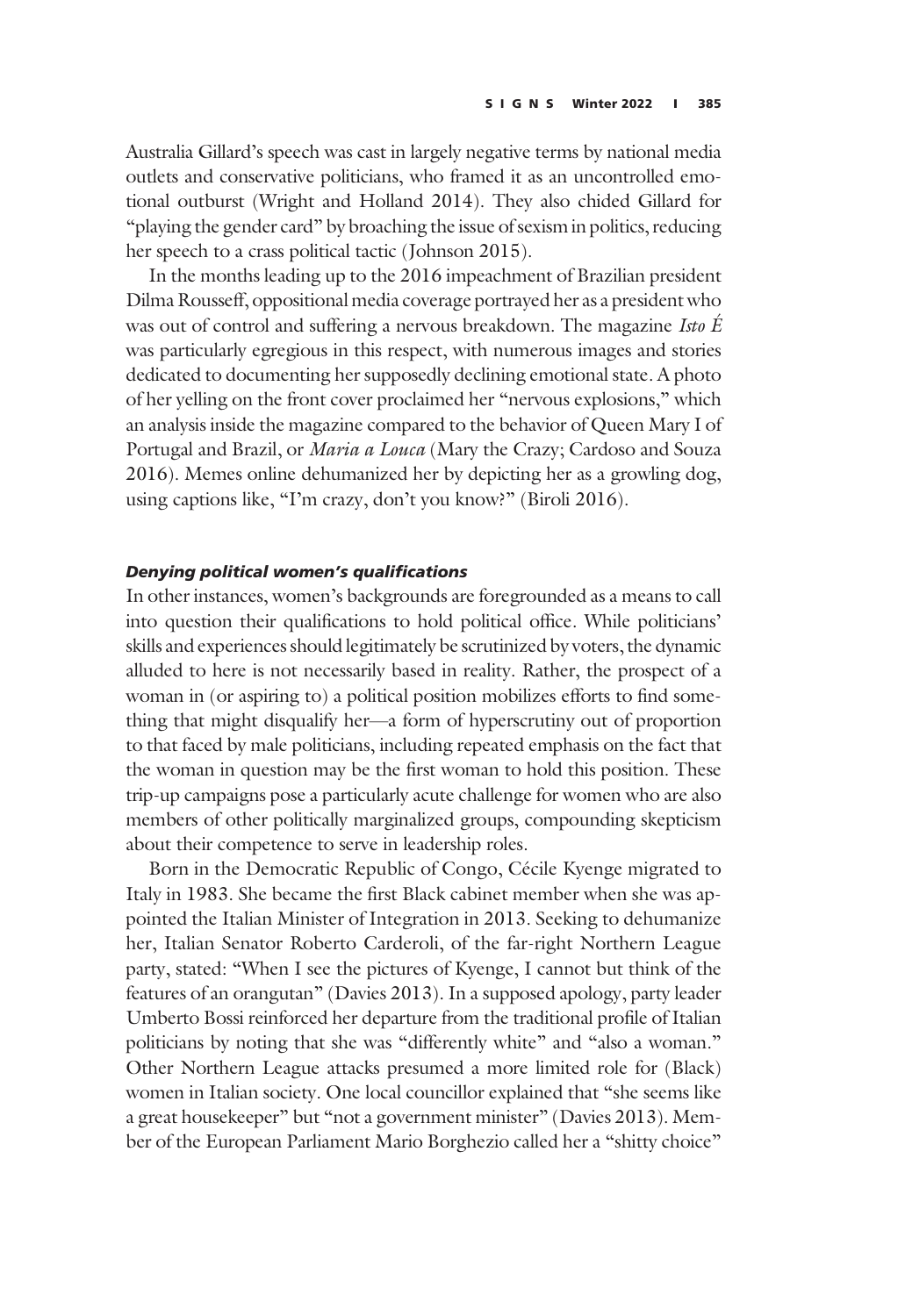Australia Gillard's speech was cast in largely negative terms by national media outlets and conservative politicians, who framed it as an uncontrolled emotional outburst (Wright and Holland 2014). They also chided Gillard for "playing the gender card" by broaching the issue of sexism in politics, reducing her speech to a crass political tactic (Johnson 2015).

In the months leading up to the 2016 impeachment of Brazilian president Dilma Rousseff, oppositional media coverage portrayed her as a president who was out of control and suffering a nervous breakdown. The magazine *Isto É* was particularly egregious in this respect, with numerous images and stories dedicated to documenting her supposedly declining emotional state. A photo of her yelling on the front cover proclaimed her "nervous explosions," which an analysis inside the magazine compared to the behavior of Queen Mary I of Portugal and Brazil, or *Maria a Louca* (Mary the Crazy; Cardoso and Souza 2016). Memes online dehumanized her by depicting her as a growling dog, using captions like, "I'm crazy, don't you know?" (Biroli 2016).

#### *Denying political women's qualifications*

In other instances, women's backgrounds are foregrounded as a means to call into question their qualifications to hold political office. While politicians' skills and experiences should legitimately be scrutinized by voters, the dynamic alluded to here is not necessarily based in reality. Rather, the prospect of a woman in (or aspiring to) a political position mobilizes efforts to find something that might disqualify her—a form of hyperscrutiny out of proportion to that faced by male politicians, including repeated emphasis on the fact that the woman in question may be the first woman to hold this position. These trip-up campaigns pose a particularly acute challenge for women who are also members of other politically marginalized groups, compounding skepticism about their competence to serve in leadership roles.

Born in the Democratic Republic of Congo, Cécile Kyenge migrated to Italy in 1983. She became the first Black cabinet member when she was appointed the Italian Minister of Integration in 2013. Seeking to dehumanize her, Italian Senator Roberto Carderoli, of the far-right Northern League party, stated: "When I see the pictures of Kyenge, I cannot but think of the features of an orangutan" (Davies 2013). In a supposed apology, party leader Umberto Bossi reinforced her departure from the traditional profile of Italian politicians by noting that she was "differently white" and "also a woman." Other Northern League attacks presumed a more limited role for (Black) women in Italian society. One local councillor explained that "she seems like a great housekeeper" but "not a government minister" (Davies 2013). Member of the European Parliament Mario Borghezio called her a "shitty choice"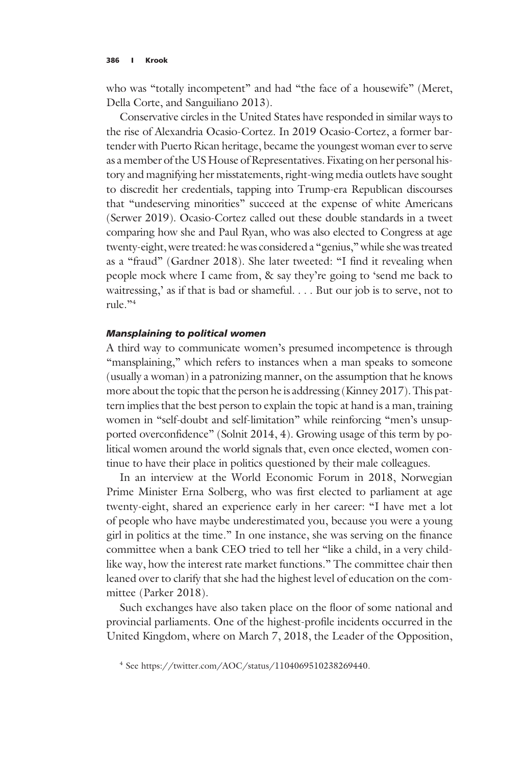who was "totally incompetent" and had "the face of a housewife" (Meret, Della Corte, and Sanguiliano 2013).

Conservative circles in the United States have responded in similar ways to the rise of Alexandria Ocasio-Cortez. In 2019 Ocasio-Cortez, a former bartender with Puerto Rican heritage, became the youngest woman ever to serve as a member of the US House of Representatives. Fixating on her personal history and magnifying her misstatements, right-wing media outlets have sought to discredit her credentials, tapping into Trump-era Republican discourses that "undeserving minorities" succeed at the expense of white Americans (Serwer 2019). Ocasio-Cortez called out these double standards in a tweet comparing how she and Paul Ryan, who was also elected to Congress at age twenty-eight, were treated: he was considered a "genius," while she was treated as a "fraud" (Gardner 2018). She later tweeted: "I find it revealing when people mock where I came from, & say they're going to 'send me back to waitressing,' as if that is bad or shameful. . . . But our job is to serve, not to rule."[4]

### *Mansplaining to political women*

A third way to communicate women's presumed incompetence is through "mansplaining," which refers to instances when a man speaks to someone (usually a woman) in a patronizing manner, on the assumption that he knows more about the topic that the person he is addressing (Kinney 2017). This pattern implies that the best person to explain the topic at hand is a man, training women in "self-doubt and self-limitation" while reinforcing "men's unsupported overconfidence" (Solnit 2014, 4). Growing usage of this term by political women around the world signals that, even once elected, women continue to have their place in politics questioned by their male colleagues.

In an interview at the World Economic Forum in 2018, Norwegian Prime Minister Erna Solberg, who was first elected to parliament at age twenty-eight, shared an experience early in her career: "I have met a lot of people who have maybe underestimated you, because you were a young girl in politics at the time." In one instance, she was serving on the finance committee when a bank CEO tried to tell her "like a child, in a very childlike way, how the interest rate market functions." The committee chair then leaned over to clarify that she had the highest level of education on the committee (Parker 2018).

Such exchanges have also taken place on the floor of some national and provincial parliaments. One of the highest-profile incidents occurred in the United Kingdom, where on March 7, 2018, the Leader of the Opposition,

[4] See https://twitter.com/AOC/status/1104069510238269440.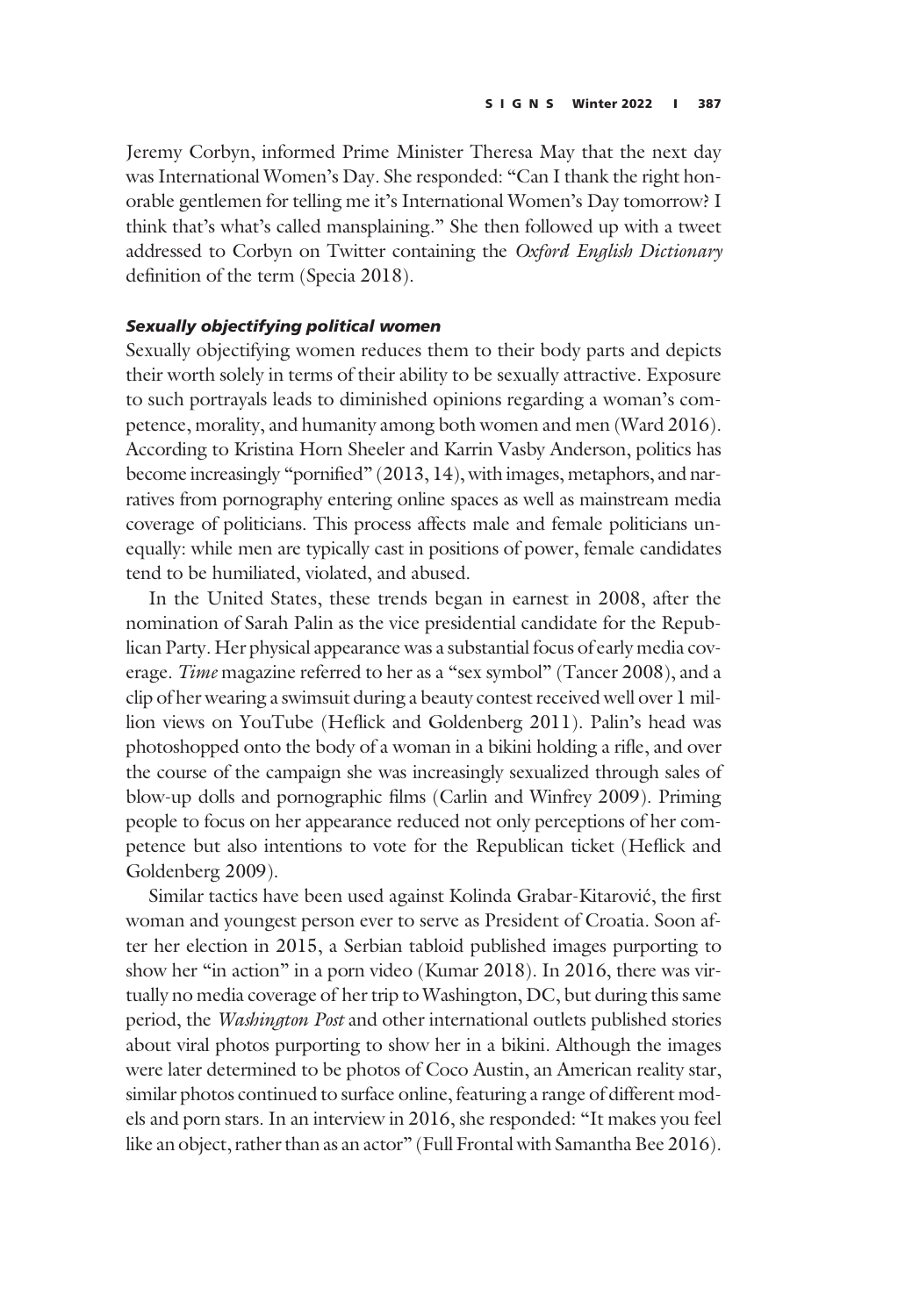Jeremy Corbyn, informed Prime Minister Theresa May that the next day was International Women's Day. She responded: "Can I thank the right honorable gentlemen for telling me it's International Women's Day tomorrow? I think that's what's called mansplaining." She then followed up with a tweet addressed to Corbyn on Twitter containing the *Oxford English Dictionary* definition of the term (Specia 2018).

#### *Sexually objectifying political women*

Sexually objectifying women reduces them to their body parts and depicts their worth solely in terms of their ability to be sexually attractive. Exposure to such portrayals leads to diminished opinions regarding a woman's competence, morality, and humanity among both women and men (Ward 2016). According to Kristina Horn Sheeler and Karrin Vasby Anderson, politics has become increasingly "pornified" (2013, 14), with images, metaphors, and narratives from pornography entering online spaces as well as mainstream media coverage of politicians. This process affects male and female politicians unequally: while men are typically cast in positions of power, female candidates tend to be humiliated, violated, and abused.

In the United States, these trends began in earnest in 2008, after the nomination of Sarah Palin as the vice presidential candidate for the Republican Party. Her physical appearance was a substantial focus of early media coverage. *Time* magazine referred to her as a "sex symbol" (Tancer 2008), and a clip of her wearing a swimsuit during a beauty contest received well over 1 million views on YouTube (Heflick and Goldenberg 2011). Palin's head was photoshopped onto the body of a woman in a bikini holding a rifle, and over the course of the campaign she was increasingly sexualized through sales of blow-up dolls and pornographic films (Carlin and Winfrey 2009). Priming people to focus on her appearance reduced not only perceptions of her competence but also intentions to vote for the Republican ticket (Heflick and Goldenberg 2009).

Similar tactics have been used against Kolinda Grabar-Kitarović, the first woman and youngest person ever to serve as President of Croatia. Soon after her election in 2015, a Serbian tabloid published images purporting to show her "in action" in a porn video (Kumar 2018). In 2016, there was virtually no media coverage of her trip to Washington, DC, but during this same period, the *Washington Post* and other international outlets published stories about viral photos purporting to show her in a bikini. Although the images were later determined to be photos of Coco Austin, an American reality star, similar photos continued to surface online, featuring a range of different models and porn stars. In an interview in 2016, she responded: "It makes you feel like an object, rather than as an actor" (Full Frontal with Samantha Bee 2016).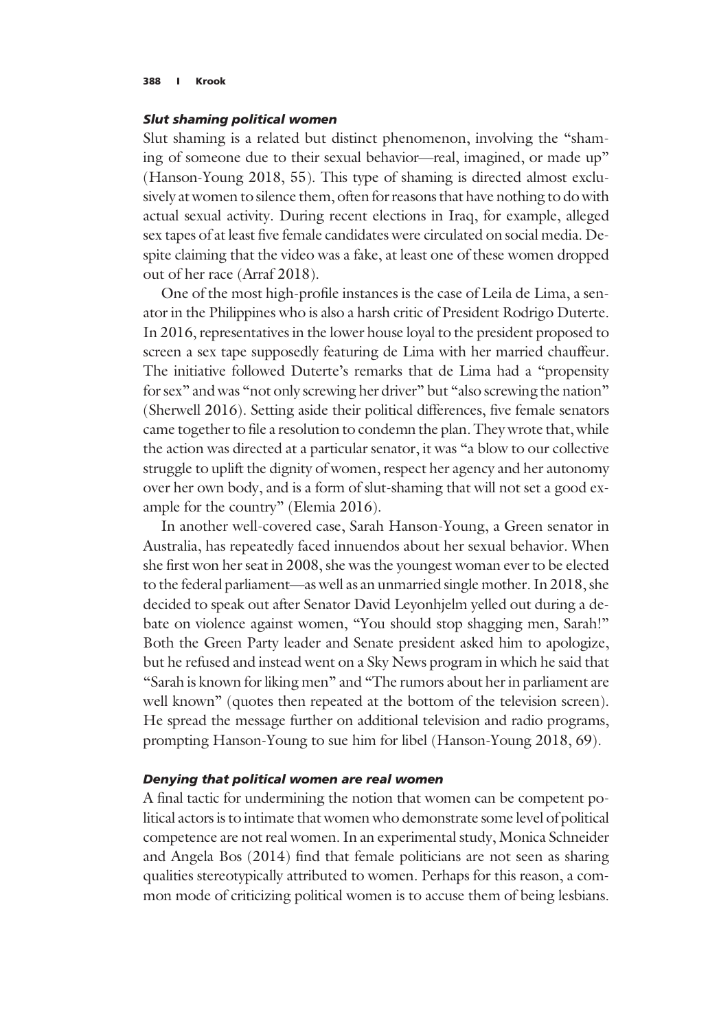### *Slut shaming political women*

Slut shaming is a related but distinct phenomenon, involving the "shaming of someone due to their sexual behavior—real, imagined, or made up" (Hanson-Young 2018, 55). This type of shaming is directed almost exclusively at women to silence them, often for reasons that have nothing to do with actual sexual activity. During recent elections in Iraq, for example, alleged sex tapes of at least five female candidates were circulated on social media. Despite claiming that the video was a fake, at least one of these women dropped out of her race (Arraf 2018).

One of the most high-profile instances is the case of Leila de Lima, a senator in the Philippines who is also a harsh critic of President Rodrigo Duterte. In 2016, representatives in the lower house loyal to the president proposed to screen a sex tape supposedly featuring de Lima with her married chauffeur. The initiative followed Duterte's remarks that de Lima had a "propensity for sex" and was "not only screwing her driver" but "also screwing the nation" (Sherwell 2016). Setting aside their political differences, five female senators came together to file a resolution to condemn the plan. They wrote that, while the action was directed at a particular senator, it was "a blow to our collective struggle to uplift the dignity of women, respect her agency and her autonomy over her own body, and is a form of slut-shaming that will not set a good example for the country" (Elemia 2016).

In another well-covered case, Sarah Hanson-Young, a Green senator in Australia, has repeatedly faced innuendos about her sexual behavior. When she first won her seat in 2008, she was the youngest woman ever to be elected to the federal parliament—as well as an unmarried single mother. In 2018, she decided to speak out after Senator David Leyonhjelm yelled out during a debate on violence against women, "You should stop shagging men, Sarah!" Both the Green Party leader and Senate president asked him to apologize, but he refused and instead went on a Sky News program in which he said that "Sarah is known for liking men" and "The rumors about her in parliament are well known" (quotes then repeated at the bottom of the television screen). He spread the message further on additional television and radio programs, prompting Hanson-Young to sue him for libel (Hanson-Young 2018, 69).

### *Denying that political women are real women*

A final tactic for undermining the notion that women can be competent political actors is to intimate that women who demonstrate some level of political competence are not real women. In an experimental study, Monica Schneider and Angela Bos (2014) find that female politicians are not seen as sharing qualities stereotypically attributed to women. Perhaps for this reason, a common mode of criticizing political women is to accuse them of being lesbians.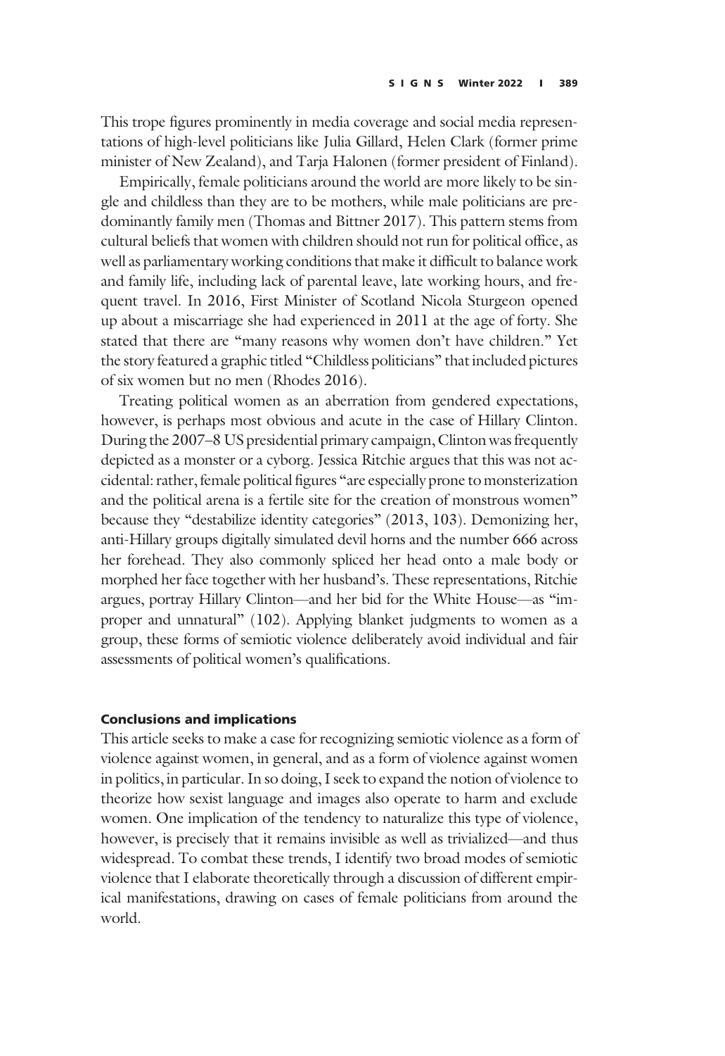This trope figures prominently in media coverage and social media representations of high-level politicians like Julia Gillard, Helen Clark (former prime minister of New Zealand), and Tarja Halonen (former president of Finland).

Empirically, female politicians around the world are more likely to be single and childless than they are to be mothers, while male politicians are predominantly family men (Thomas and Bittner 2017). This pattern stems from cultural beliefs that women with children should not run for political office, as well as parliamentary working conditions that make it difficult to balance work and family life, including lack of parental leave, late working hours, and frequent travel. In 2016, First Minister of Scotland Nicola Sturgeon opened up about a miscarriage she had experienced in 2011 at the age of forty. She stated that there are "many reasons why women don't have children." Yet the story featured a graphic titled "Childless politicians" that included pictures of six women but no men (Rhodes 2016).

Treating political women as an aberration from gendered expectations, however, is perhaps most obvious and acute in the case of Hillary Clinton. During the 2007–8 US presidential primary campaign, Clinton was frequently depicted as a monster or a cyborg. Jessica Ritchie argues that this was not accidental: rather, female political figures "are especially prone to monsterization and the political arena is a fertile site for the creation of monstrous women" because they "destabilize identity categories" (2013, 103). Demonizing her, anti-Hillary groups digitally simulated devil horns and the number 666 across her forehead. They also commonly spliced her head onto a male body or morphed her face together with her husband's. These representations, Ritchie argues, portray Hillary Clinton—and her bid for the White House—as "improper and unnatural" (102). Applying blanket judgments to women as a group, these forms of semiotic violence deliberately avoid individual and fair assessments of political women's qualifications.

## Conclusions and implications

This article seeks to make a case for recognizing semiotic violence as a form of violence against women, in general, and as a form of violence against women in politics, in particular. In so doing, I seek to expand the notion of violence to theorize how sexist language and images also operate to harm and exclude women. One implication of the tendency to naturalize this type of violence, however, is precisely that it remains invisible as well as trivialized—and thus widespread. To combat these trends, I identify two broad modes of semiotic violence that I elaborate theoretically through a discussion of different empirical manifestations, drawing on cases of female politicians from around the world.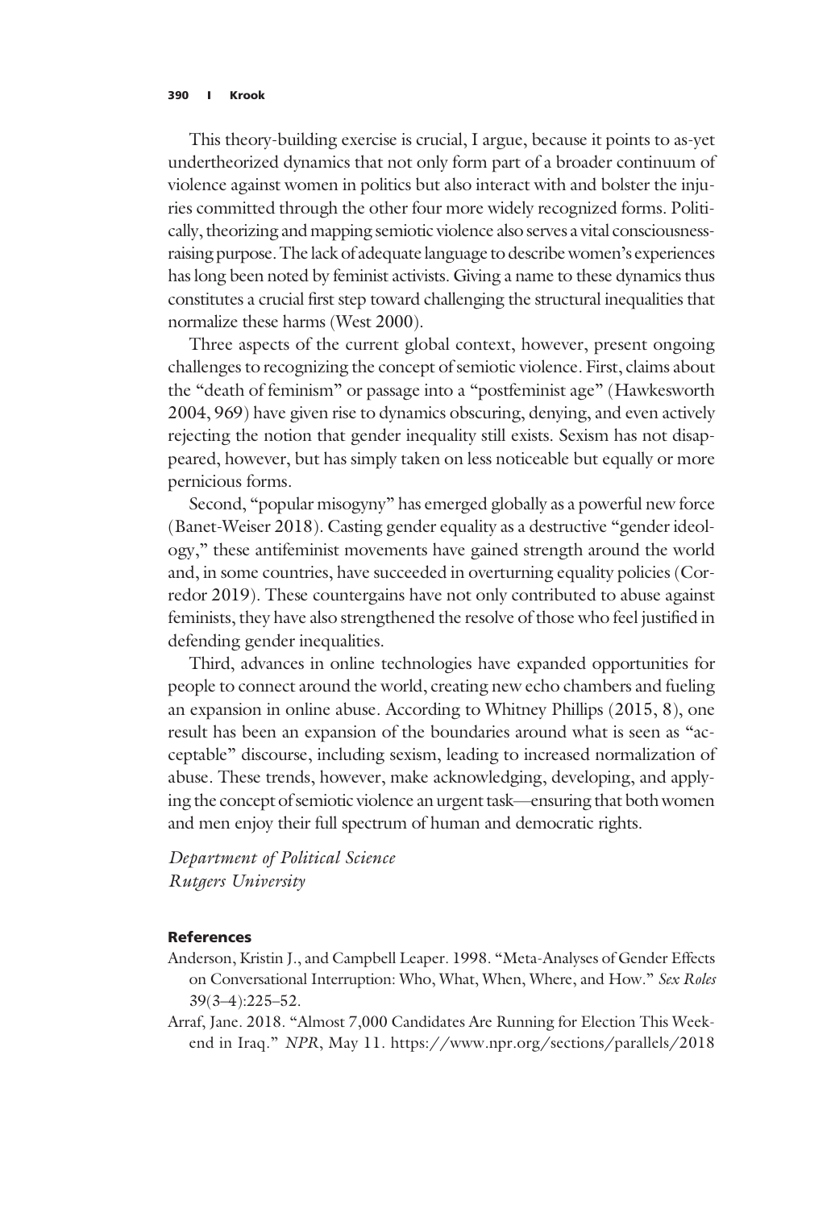This theory-building exercise is crucial, I argue, because it points to as-yet undertheorized dynamics that not only form part of a broader continuum of violence against women in politics but also interact with and bolster the injuries committed through the other four more widely recognized forms. Politically, theorizing and mapping semiotic violence also serves a vital consciousness-raising purpose. The lack of adequate language to describe women's experiences has long been noted by feminist activists. Giving a name to these dynamics thus constitutes a crucial first step toward challenging the structural inequalities that normalize these harms (West 2000).

Three aspects of the current global context, however, present ongoing challenges to recognizing the concept of semiotic violence. First, claims about the "death of feminism" or passage into a "postfeminist age" (Hawkesworth 2004, 969) have given rise to dynamics obscuring, denying, and even actively rejecting the notion that gender inequality still exists. Sexism has not disappeared, however, but has simply taken on less noticeable but equally or more pernicious forms.

Second, "popular misogyny" has emerged globally as a powerful new force (Banet-Weiser 2018). Casting gender equality as a destructive "gender ideology," these antifeminist movements have gained strength around the world and, in some countries, have succeeded in overturning equality policies (Corredor 2019). These countergains have not only contributed to abuse against feminists, they have also strengthened the resolve of those who feel justified in defending gender inequalities.

Third, advances in online technologies have expanded opportunities for people to connect around the world, creating new echo chambers and fueling an expansion in online abuse. According to Whitney Phillips (2015, 8), one result has been an expansion of the boundaries around what is seen as "acceptable" discourse, including sexism, leading to increased normalization of abuse. These trends, however, make acknowledging, developing, and applying the concept of semiotic violence an urgent task—ensuring that both women and men enjoy their full spectrum of human and democratic rights.

*Department of Political Science*
*Rutgers University*

## References

Anderson, Kristin J., and Campbell Leaper. 1998. "Meta-Analyses of Gender Effects on Conversational Interruption: Who, What, When, Where, and How." *Sex Roles* 39(3–4):225–52.

Arraf, Jane. 2018. "Almost 7,000 Candidates Are Running for Election This Weekend in Iraq." *NPR*, May 11. https://www.npr.org/sections/parallels/2018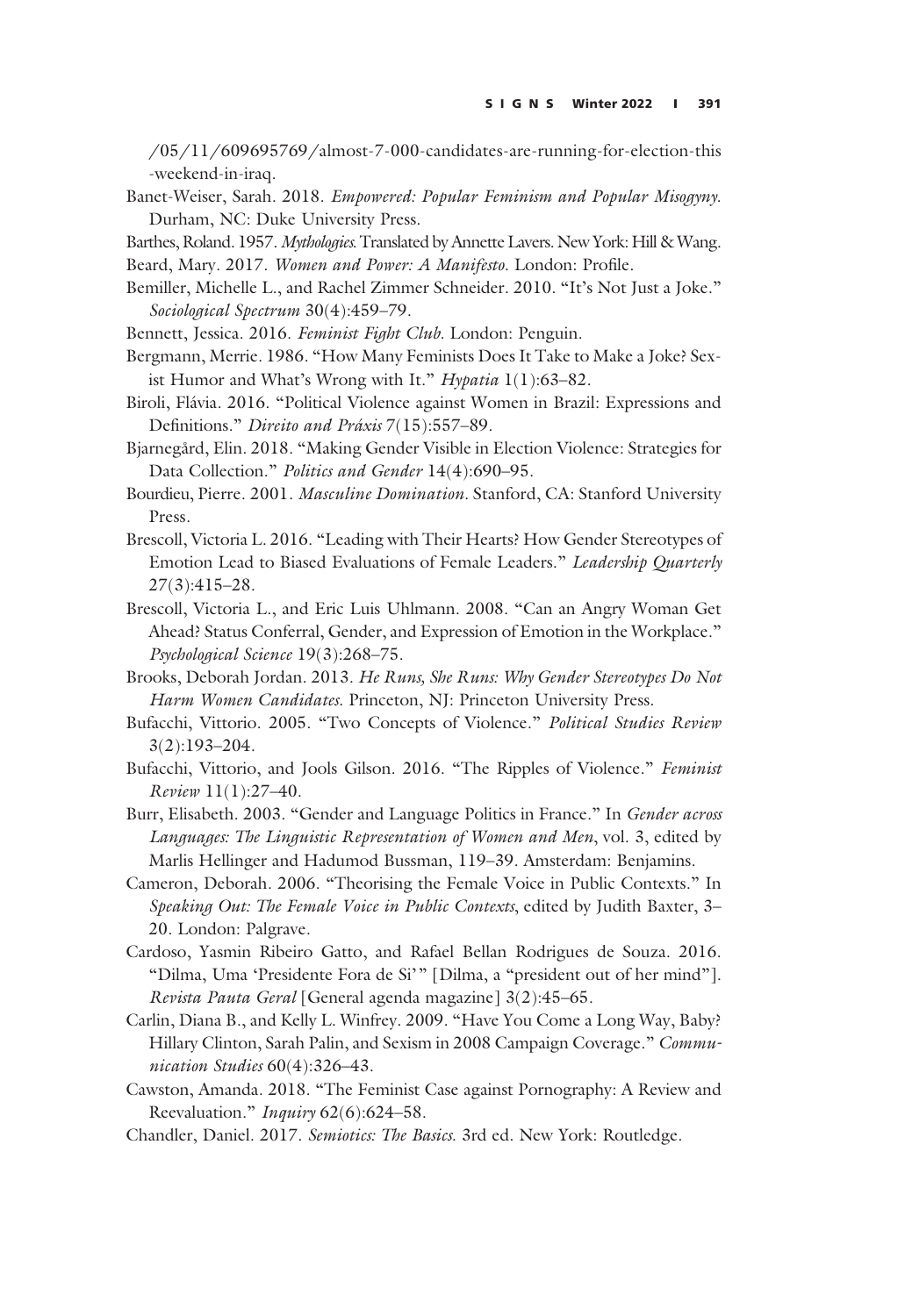/05/11/609695769/almost-7-000-candidates-are-running-for-election-this-weekend-in-iraq.

Banet-Weiser, Sarah. 2018. *Empowered: Popular Feminism and Popular Misogyny.* Durham, NC: Duke University Press.

Barthes, Roland. 1957. *Mythologies.* Translated by Annette Lavers. New York: Hill & Wang.

Beard, Mary. 2017. *Women and Power: A Manifesto.* London: Profile.

Bemiller, Michelle L., and Rachel Zimmer Schneider. 2010. "It's Not Just a Joke." *Sociological Spectrum* 30(4):459–79.

Bennett, Jessica. 2016. *Feminist Fight Club.* London: Penguin.

Bergmann, Merrie. 1986. "How Many Feminists Does It Take to Make a Joke? Sexist Humor and What's Wrong with It." *Hypatia* 1(1):63–82.

Biroli, Flávia. 2016. "Political Violence against Women in Brazil: Expressions and Definitions." *Direito and Práxis* 7(15):557–89.

Bjarnegård, Elin. 2018. "Making Gender Visible in Election Violence: Strategies for Data Collection." *Politics and Gender* 14(4):690–95.

Bourdieu, Pierre. 2001. *Masculine Domination.* Stanford, CA: Stanford University Press.

Brescoll, Victoria L. 2016. "Leading with Their Hearts? How Gender Stereotypes of Emotion Lead to Biased Evaluations of Female Leaders." *Leadership Quarterly* 27(3):415–28.

Brescoll, Victoria L., and Eric Luis Uhlmann. 2008. "Can an Angry Woman Get Ahead? Status Conferral, Gender, and Expression of Emotion in the Workplace." *Psychological Science* 19(3):268–75.

Brooks, Deborah Jordan. 2013. *He Runs, She Runs: Why Gender Stereotypes Do Not Harm Women Candidates.* Princeton, NJ: Princeton University Press.

Bufacchi, Vittorio. 2005. "Two Concepts of Violence." *Political Studies Review* 3(2):193–204.

Bufacchi, Vittorio, and Jools Gilson. 2016. "The Ripples of Violence." *Feminist Review* 11(1):27–40.

Burr, Elisabeth. 2003. "Gender and Language Politics in France." In *Gender across Languages: The Linguistic Representation of Women and Men*, vol. 3, edited by Marlis Hellinger and Hadumod Bussman, 119–39. Amsterdam: Benjamins.

Cameron, Deborah. 2006. "Theorising the Female Voice in Public Contexts." In *Speaking Out: The Female Voice in Public Contexts*, edited by Judith Baxter, 3–20. London: Palgrave.

Cardoso, Yasmin Ribeiro Gatto, and Rafael Bellan Rodrigues de Souza. 2016. "Dilma, Uma 'Presidente Fora de Si'" [Dilma, a "president out of her mind"]. *Revista Pauta Geral* [General agenda magazine] 3(2):45–65.

Carlin, Diana B., and Kelly L. Winfrey. 2009. "Have You Come a Long Way, Baby? Hillary Clinton, Sarah Palin, and Sexism in 2008 Campaign Coverage." *Communication Studies* 60(4):326–43.

Cawston, Amanda. 2018. "The Feminist Case against Pornography: A Review and Reevaluation." *Inquiry* 62(6):624–58.

Chandler, Daniel. 2017. *Semiotics: The Basics.* 3rd ed. New York: Routledge.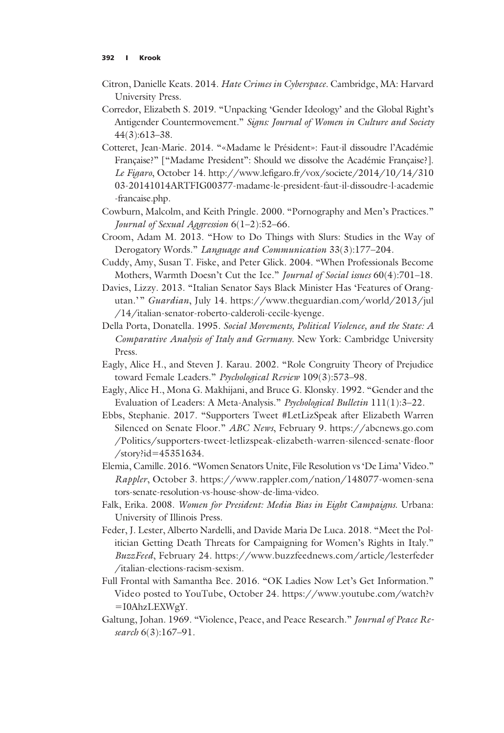Citron, Danielle Keats. 2014. *Hate Crimes in Cyberspace*. Cambridge, MA: Harvard University Press.

Corredor, Elizabeth S. 2019. "Unpacking 'Gender Ideology' and the Global Right's Antigender Countermovement." *Signs: Journal of Women in Culture and Society* 44(3):613–38.

Cotteret, Jean-Marie. 2014. "«Madame le Président»: Faut-il dissoudre l'Académie Française?" ["Madame President": Should we dissolve the Académie Française?]. *Le Figaro*, October 14. http://www.lefigaro.fr/vox/societe/2014/10/14/31003-20141014ARTFIG00377-madame-le-president-faut-il-dissoudre-l-academie-francaise.php.

Cowburn, Malcolm, and Keith Pringle. 2000. "Pornography and Men's Practices." *Journal of Sexual Aggression* 6(1–2):52–66.

Croom, Adam M. 2013. "How to Do Things with Slurs: Studies in the Way of Derogatory Words." *Language and Communication* 33(3):177–204.

Cuddy, Amy, Susan T. Fiske, and Peter Glick. 2004. "When Professionals Become Mothers, Warmth Doesn't Cut the Ice." *Journal of Social issues* 60(4):701–18.

Davies, Lizzy. 2013. "Italian Senator Says Black Minister Has 'Features of Orangutan.'" *Guardian*, July 14. https://www.theguardian.com/world/2013/jul/14/italian-senator-roberto-calderoli-cecile-kyenge.

Della Porta, Donatella. 1995. *Social Movements, Political Violence, and the State: A Comparative Analysis of Italy and Germany*. New York: Cambridge University Press.

Eagly, Alice H., and Steven J. Karau. 2002. "Role Congruity Theory of Prejudice toward Female Leaders." *Psychological Review* 109(3):573–98.

Eagly, Alice H., Mona G. Makhijani, and Bruce G. Klonsky. 1992. "Gender and the Evaluation of Leaders: A Meta-Analysis." *Psychological Bulletin* 111(1):3–22.

Ebbs, Stephanie. 2017. "Supporters Tweet #LetLizSpeak after Elizabeth Warren Silenced on Senate Floor." *ABC News*, February 9. https://abcnews.go.com/Politics/supporters-tweet-letlizspeak-elizabeth-warren-silenced-senate-floor/story?id=45351634.

Elemia, Camille. 2016. "Women Senators Unite, File Resolution vs 'De Lima' Video." *Rappler*, October 3. https://www.rappler.com/nation/148077-women-senators-senate-resolution-vs-house-show-de-lima-video.

Falk, Erika. 2008. *Women for President: Media Bias in Eight Campaigns*. Urbana: University of Illinois Press.

Feder, J. Lester, Alberto Nardelli, and Davide Maria De Luca. 2018. "Meet the Politician Getting Death Threats for Campaigning for Women's Rights in Italy." *BuzzFeed*, February 24. https://www.buzzfeednews.com/article/lesterfeder/italian-elections-racism-sexism.

Full Frontal with Samantha Bee. 2016. "OK Ladies Now Let's Get Information." Video posted to YouTube, October 24. https://www.youtube.com/watch?v=I0AhzLEXWgY.

Galtung, Johan. 1969. "Violence, Peace, and Peace Research." *Journal of Peace Research* 6(3):167–91.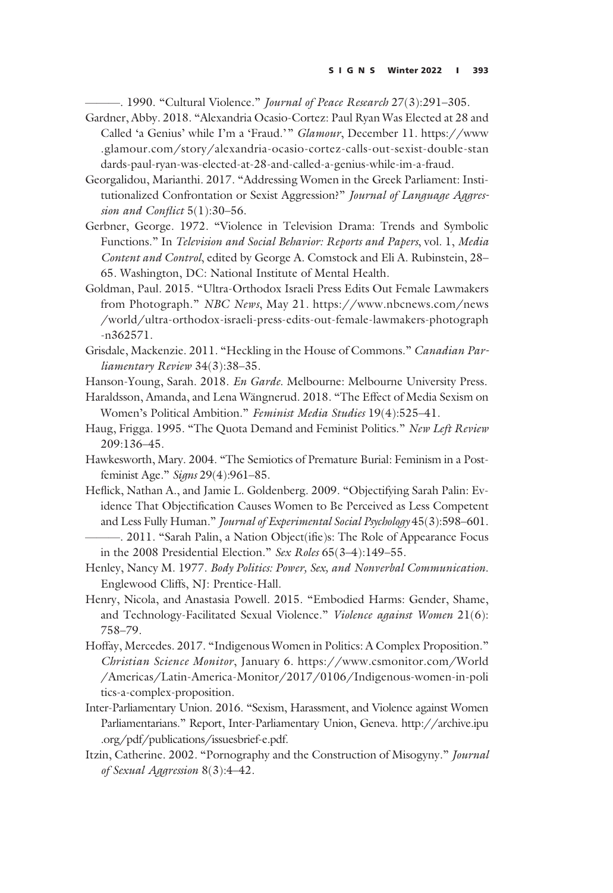———. 1990. "Cultural Violence." *Journal of Peace Research* 27(3):291–305.

Gardner, Abby. 2018. "Alexandria Ocasio-Cortez: Paul Ryan Was Elected at 28 and Called 'a Genius' while I'm a 'Fraud.'" *Glamour*, December 11. https://www.glamour.com/story/alexandria-ocasio-cortez-calls-out-sexist-double-standards-paul-ryan-was-elected-at-28-and-called-a-genius-while-im-a-fraud.

Georgalidou, Marianthi. 2017. "Addressing Women in the Greek Parliament: Institutionalized Confrontation or Sexist Aggression?" *Journal of Language Aggression and Conflict* 5(1):30–56.

Gerbner, George. 1972. "Violence in Television Drama: Trends and Symbolic Functions." In *Television and Social Behavior: Reports and Papers*, vol. 1, *Media Content and Control*, edited by George A. Comstock and Eli A. Rubinstein, 28–65. Washington, DC: National Institute of Mental Health.

Goldman, Paul. 2015. "Ultra-Orthodox Israeli Press Edits Out Female Lawmakers from Photograph." *NBC News*, May 21. https://www.nbcnews.com/news/world/ultra-orthodox-israeli-press-edits-out-female-lawmakers-photograph-n362571.

Grisdale, Mackenzie. 2011. "Heckling in the House of Commons." *Canadian Parliamentary Review* 34(3):38–35.

Hanson-Young, Sarah. 2018. *En Garde*. Melbourne: Melbourne University Press.

Haraldsson, Amanda, and Lena Wängnerud. 2018. "The Effect of Media Sexism on Women's Political Ambition." *Feminist Media Studies* 19(4):525–41.

Haug, Frigga. 1995. "The Quota Demand and Feminist Politics." *New Left Review* 209:136–45.

Hawkesworth, Mary. 2004. "The Semiotics of Premature Burial: Feminism in a Postfeminist Age." *Signs* 29(4):961–85.

Heflick, Nathan A., and Jamie L. Goldenberg. 2009. "Objectifying Sarah Palin: Evidence That Objectification Causes Women to Be Perceived as Less Competent and Less Fully Human." *Journal of Experimental Social Psychology* 45(3):598–601.

———. 2011. "Sarah Palin, a Nation Object(ifie)s: The Role of Appearance Focus in the 2008 Presidential Election." *Sex Roles* 65(3–4):149–55.

Henley, Nancy M. 1977. *Body Politics: Power, Sex, and Nonverbal Communication*. Englewood Cliffs, NJ: Prentice-Hall.

Henry, Nicola, and Anastasia Powell. 2015. "Embodied Harms: Gender, Shame, and Technology-Facilitated Sexual Violence." *Violence against Women* 21(6): 758–79.

Hoffay, Mercedes. 2017. "Indigenous Women in Politics: A Complex Proposition." *Christian Science Monitor*, January 6. https://www.csmonitor.com/World/Americas/Latin-America-Monitor/2017/0106/Indigenous-women-in-politics-a-complex-proposition.

Inter-Parliamentary Union. 2016. "Sexism, Harassment, and Violence against Women Parliamentarians." Report, Inter-Parliamentary Union, Geneva. http://archive.ipu.org/pdf/publications/issuesbrief-e.pdf.

Itzin, Catherine. 2002. "Pornography and the Construction of Misogyny." *Journal of Sexual Aggression* 8(3):4–42.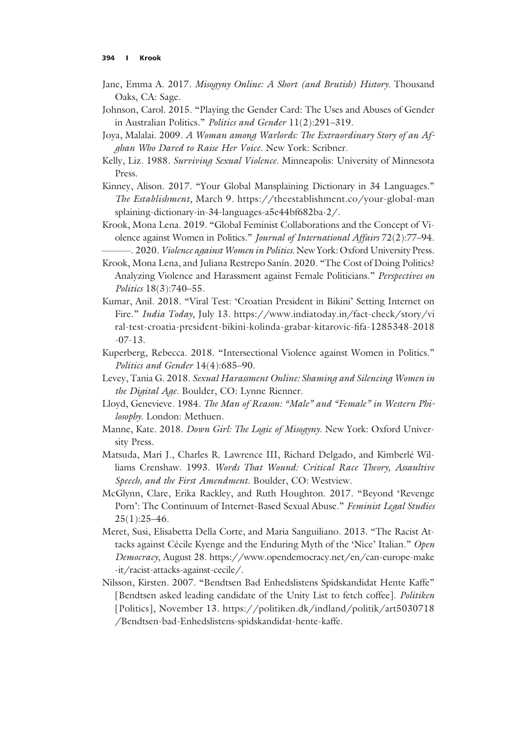Jane, Emma A. 2017. *Misogyny Online: A Short (and Brutish) History*. Thousand Oaks, CA: Sage.

Johnson, Carol. 2015. "Playing the Gender Card: The Uses and Abuses of Gender in Australian Politics." *Politics and Gender* 11(2):291–319.

Joya, Malalai. 2009. *A Woman among Warlords: The Extraordinary Story of an Afghan Who Dared to Raise Her Voice*. New York: Scribner.

Kelly, Liz. 1988. *Surviving Sexual Violence*. Minneapolis: University of Minnesota Press.

Kinney, Alison. 2017. "Your Global Mansplaining Dictionary in 34 Languages." *The Establishment*, March 9. https://theestablishment.co/your-global-mansplaining-dictionary-in-34-languages-a5e44bf682ba-2/.

Krook, Mona Lena. 2019. "Global Feminist Collaborations and the Concept of Violence against Women in Politics." *Journal of International Affairs* 72(2):77–94.

———. 2020. *Violence against Women in Politics*. New York: Oxford University Press.

Krook, Mona Lena, and Juliana Restrepo Sanín. 2020. "The Cost of Doing Politics? Analyzing Violence and Harassment against Female Politicians." *Perspectives on Politics* 18(3):740–55.

Kumar, Anil. 2018. "Viral Test: 'Croatian President in Bikini' Setting Internet on Fire." *India Today*, July 13. https://www.indiatoday.in/fact-check/story/viral-test-croatia-president-bikini-kolinda-grabar-kitarovic-fifa-1285348-2018-07-13.

Kuperberg, Rebecca. 2018. "Intersectional Violence against Women in Politics." *Politics and Gender* 14(4):685–90.

Levey, Tania G. 2018. *Sexual Harassment Online: Shaming and Silencing Women in the Digital Age*. Boulder, CO: Lynne Rienner.

Lloyd, Genevieve. 1984. *The Man of Reason: "Male" and "Female" in Western Philosophy*. London: Methuen.

Manne, Kate. 2018. *Down Girl: The Logic of Misogyny*. New York: Oxford University Press.

Matsuda, Mari J., Charles R. Lawrence III, Richard Delgado, and Kimberlé Williams Crenshaw. 1993. *Words That Wound: Critical Race Theory, Assaultive Speech, and the First Amendment*. Boulder, CO: Westview.

McGlynn, Clare, Erika Rackley, and Ruth Houghton. 2017. "Beyond 'Revenge Porn': The Continuum of Internet-Based Sexual Abuse." *Feminist Legal Studies* 25(1):25–46.

Meret, Susi, Elisabetta Della Corte, and Maria Sanguiliano. 2013. "The Racist Attacks against Cécile Kyenge and the Enduring Myth of the 'Nice' Italian." *Open Democracy*, August 28. https://www.opendemocracy.net/en/can-europe-make-it/racist-attacks-against-cecile/.

Nilsson, Kirsten. 2007. "Bendtsen Bad Enhedslistens Spidskandidat Hente Kaffe" [Bendtsen asked leading candidate of the Unity List to fetch coffee]. *Politiken* [Politics], November 13. https://politiken.dk/indland/politik/art5030718/Bendtsen-bad-Enhedslistens-spidskandidat-hente-kaffe.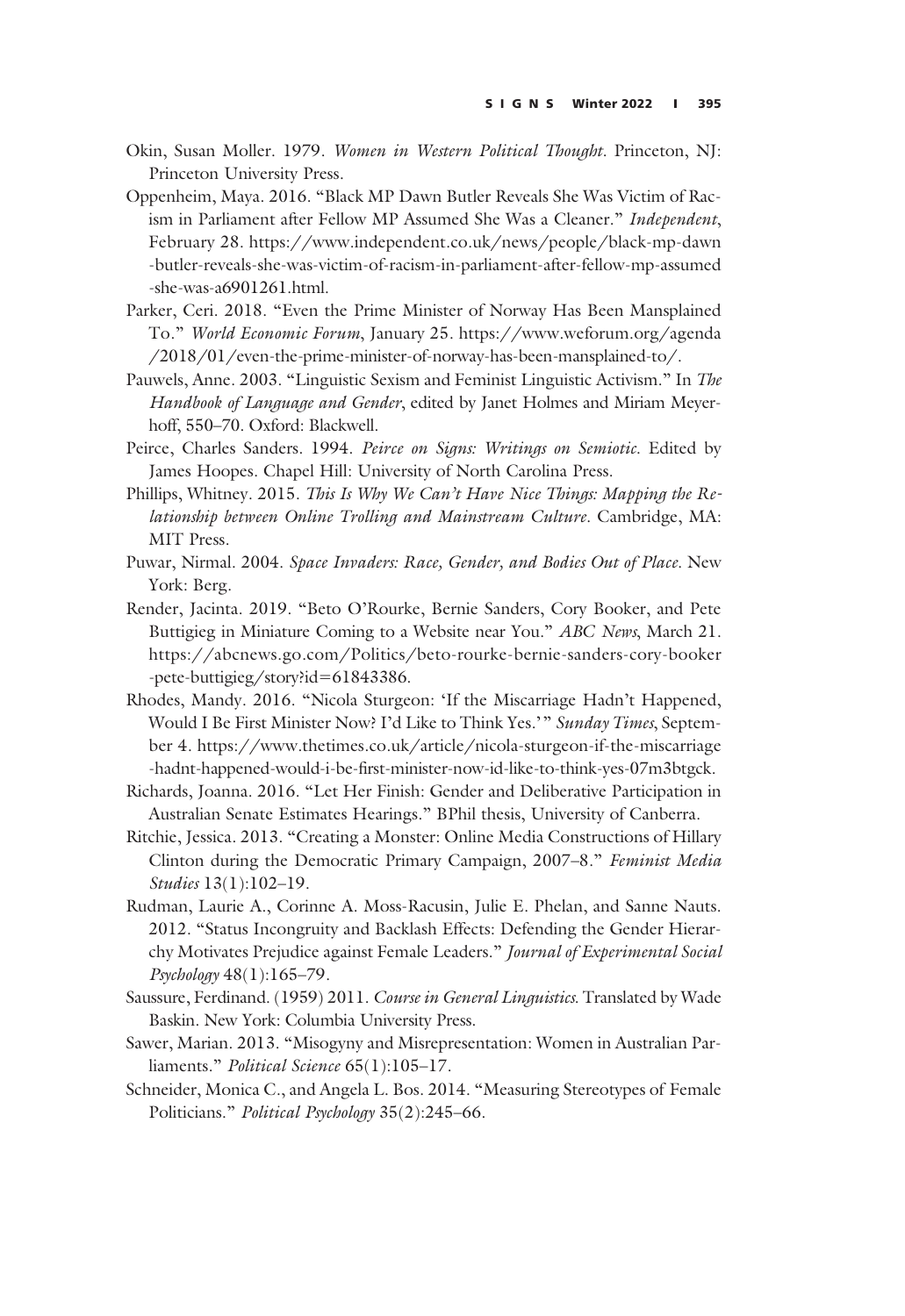Okin, Susan Moller. 1979. *Women in Western Political Thought*. Princeton, NJ: Princeton University Press.

Oppenheim, Maya. 2016. "Black MP Dawn Butler Reveals She Was Victim of Racism in Parliament after Fellow MP Assumed She Was a Cleaner." *Independent*, February 28. https://www.independent.co.uk/news/people/black-mp-dawn-butler-reveals-she-was-victim-of-racism-in-parliament-after-fellow-mp-assumed-she-was-a6901261.html.

Parker, Ceri. 2018. "Even the Prime Minister of Norway Has Been Mansplained To." *World Economic Forum*, January 25. https://www.weforum.org/agenda/2018/01/even-the-prime-minister-of-norway-has-been-mansplained-to/.

Pauwels, Anne. 2003. "Linguistic Sexism and Feminist Linguistic Activism." In *The Handbook of Language and Gender*, edited by Janet Holmes and Miriam Meyerhoff, 550–70. Oxford: Blackwell.

Peirce, Charles Sanders. 1994. *Peirce on Signs: Writings on Semiotic*. Edited by James Hoopes. Chapel Hill: University of North Carolina Press.

Phillips, Whitney. 2015. *This Is Why We Can't Have Nice Things: Mapping the Relationship between Online Trolling and Mainstream Culture*. Cambridge, MA: MIT Press.

Puwar, Nirmal. 2004. *Space Invaders: Race, Gender, and Bodies Out of Place*. New York: Berg.

Render, Jacinta. 2019. "Beto O'Rourke, Bernie Sanders, Cory Booker, and Pete Buttigieg in Miniature Coming to a Website near You." *ABC News*, March 21. https://abcnews.go.com/Politics/beto-rourke-bernie-sanders-cory-booker-pete-buttigieg/story?id=61843386.

Rhodes, Mandy. 2016. "Nicola Sturgeon: 'If the Miscarriage Hadn't Happened, Would I Be First Minister Now? I'd Like to Think Yes.'" *Sunday Times*, September 4. https://www.thetimes.co.uk/article/nicola-sturgeon-if-the-miscarriage-hadnt-happened-would-i-be-first-minister-now-id-like-to-think-yes-07m3btgck.

Richards, Joanna. 2016. "Let Her Finish: Gender and Deliberative Participation in Australian Senate Estimates Hearings." BPhil thesis, University of Canberra.

Ritchie, Jessica. 2013. "Creating a Monster: Online Media Constructions of Hillary Clinton during the Democratic Primary Campaign, 2007–8." *Feminist Media Studies* 13(1):102–19.

Rudman, Laurie A., Corinne A. Moss-Racusin, Julie E. Phelan, and Sanne Nauts. 2012. "Status Incongruity and Backlash Effects: Defending the Gender Hierarchy Motivates Prejudice against Female Leaders." *Journal of Experimental Social Psychology* 48(1):165–79.

Saussure, Ferdinand. (1959) 2011. *Course in General Linguistics*. Translated by Wade Baskin. New York: Columbia University Press.

Sawer, Marian. 2013. "Misogyny and Misrepresentation: Women in Australian Parliaments." *Political Science* 65(1):105–17.

Schneider, Monica C., and Angela L. Bos. 2014. "Measuring Stereotypes of Female Politicians." *Political Psychology* 35(2):245–66.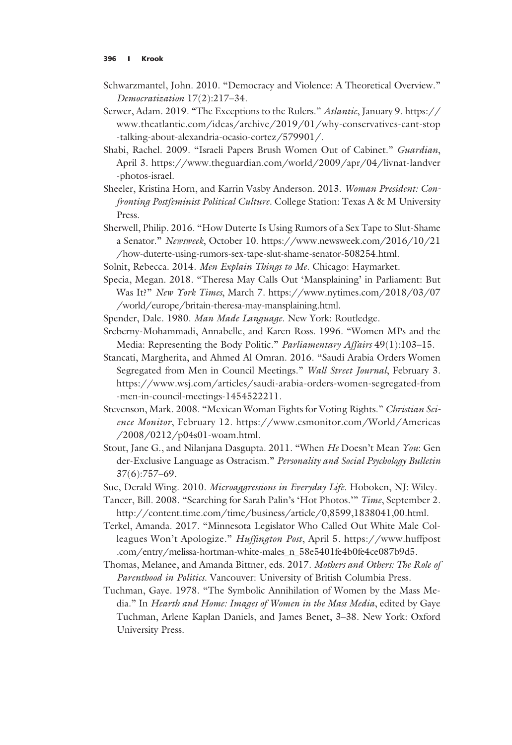Schwarzmantel, John. 2010. "Democracy and Violence: A Theoretical Overview." *Democratization* 17(2):217–34.

Serwer, Adam. 2019. "The Exceptions to the Rulers." *Atlantic*, January 9. https://www.theatlantic.com/ideas/archive/2019/01/why-conservatives-cant-stop-talking-about-alexandria-ocasio-cortez/579901/.

Shabi, Rachel. 2009. "Israeli Papers Brush Women Out of Cabinet." *Guardian*, April 3. https://www.theguardian.com/world/2009/apr/04/livnat-landver-photos-israel.

Sheeler, Kristina Horn, and Karrin Vasby Anderson. 2013. *Woman President: Confronting Postfeminist Political Culture*. College Station: Texas A & M University Press.

Sherwell, Philip. 2016. "How Duterte Is Using Rumors of a Sex Tape to Slut-Shame a Senator." *Newsweek*, October 10. https://www.newsweek.com/2016/10/21/how-duterte-using-rumors-sex-tape-slut-shame-senator-508254.html.

Solnit, Rebecca. 2014. *Men Explain Things to Me*. Chicago: Haymarket.

Specia, Megan. 2018. "Theresa May Calls Out 'Mansplaining' in Parliament: But Was It?" *New York Times*, March 7. https://www.nytimes.com/2018/03/07/world/europe/britain-theresa-may-mansplaining.html.

Spender, Dale. 1980. *Man Made Language*. New York: Routledge.

Sreberny-Mohammadi, Annabelle, and Karen Ross. 1996. "Women MPs and the Media: Representing the Body Politic." *Parliamentary Affairs* 49(1):103–15.

Stancati, Margherita, and Ahmed Al Omran. 2016. "Saudi Arabia Orders Women Segregated from Men in Council Meetings." *Wall Street Journal*, February 3. https://www.wsj.com/articles/saudi-arabia-orders-women-segregated-from-men-in-council-meetings-1454522211.

Stevenson, Mark. 2008. "Mexican Woman Fights for Voting Rights." *Christian Science Monitor*, February 12. https://www.csmonitor.com/World/Americas/2008/0212/p04s01-woam.html.

Stout, Jane G., and Nilanjana Dasgupta. 2011. "When *He* Doesn't Mean *You*: Gender-Exclusive Language as Ostracism." *Personality and Social Psychology Bulletin* 37(6):757–69.

Sue, Derald Wing. 2010. *Microaggressions in Everyday Life*. Hoboken, NJ: Wiley.

Tancer, Bill. 2008. "Searching for Sarah Palin's 'Hot Photos.'" *Time*, September 2. http://content.time.com/time/business/article/0,8599,1838041,00.html.

Terkel, Amanda. 2017. "Minnesota Legislator Who Called Out White Male Colleagues Won't Apologize." *Huffington Post*, April 5. https://www.huffpost.com/entry/melissa-hortman-white-males_n_58e5401fe4b0fe4ce087b9d5.

Thomas, Melanee, and Amanda Bittner, eds. 2017. *Mothers and Others: The Role of Parenthood in Politics*. Vancouver: University of British Columbia Press.

Tuchman, Gaye. 1978. "The Symbolic Annihilation of Women by the Mass Media." In *Hearth and Home: Images of Women in the Mass Media*, edited by Gaye Tuchman, Arlene Kaplan Daniels, and James Benet, 3–38. New York: Oxford University Press.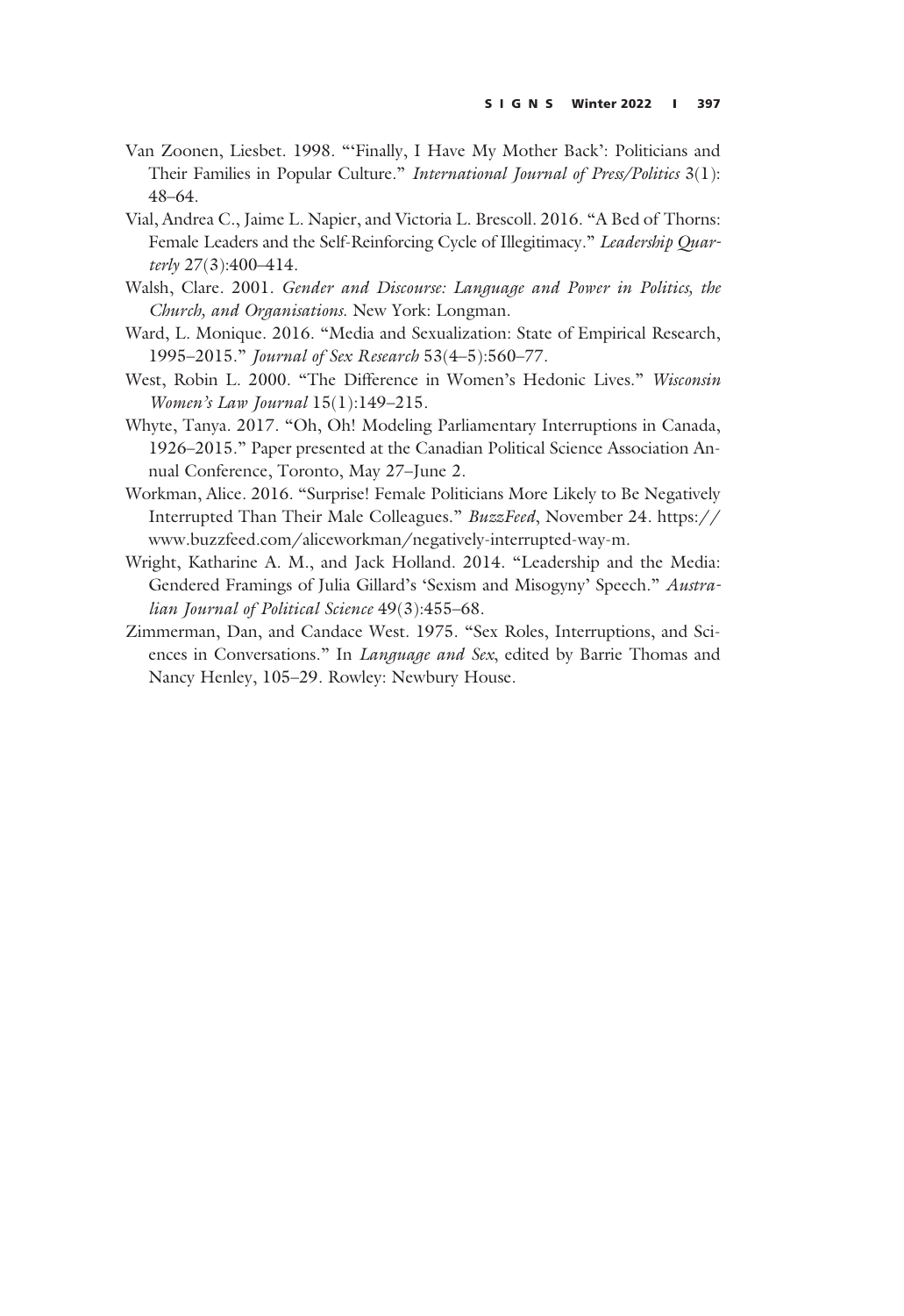Van Zoonen, Liesbet. 1998. "'Finally, I Have My Mother Back': Politicians and Their Families in Popular Culture." *International Journal of Press/Politics* 3(1): 48–64.

Vial, Andrea C., Jaime L. Napier, and Victoria L. Brescoll. 2016. "A Bed of Thorns: Female Leaders and the Self-Reinforcing Cycle of Illegitimacy." *Leadership Quarterly* 27(3):400–414.

Walsh, Clare. 2001. *Gender and Discourse: Language and Power in Politics, the Church, and Organisations*. New York: Longman.

Ward, L. Monique. 2016. "Media and Sexualization: State of Empirical Research, 1995–2015." *Journal of Sex Research* 53(4–5):560–77.

West, Robin L. 2000. "The Difference in Women's Hedonic Lives." *Wisconsin Women's Law Journal* 15(1):149–215.

Whyte, Tanya. 2017. "Oh, Oh! Modeling Parliamentary Interruptions in Canada, 1926–2015." Paper presented at the Canadian Political Science Association Annual Conference, Toronto, May 27–June 2.

Workman, Alice. 2016. "Surprise! Female Politicians More Likely to Be Negatively Interrupted Than Their Male Colleagues." *BuzzFeed*, November 24. https://www.buzzfeed.com/aliceworkman/negatively-interrupted-way-m.

Wright, Katharine A. M., and Jack Holland. 2014. "Leadership and the Media: Gendered Framings of Julia Gillard's 'Sexism and Misogyny' Speech." *Australian Journal of Political Science* 49(3):455–68.

Zimmerman, Dan, and Candace West. 1975. "Sex Roles, Interruptions, and Sciences in Conversations." In *Language and Sex*, edited by Barrie Thomas and Nancy Henley, 105–29. Rowley: Newbury House.